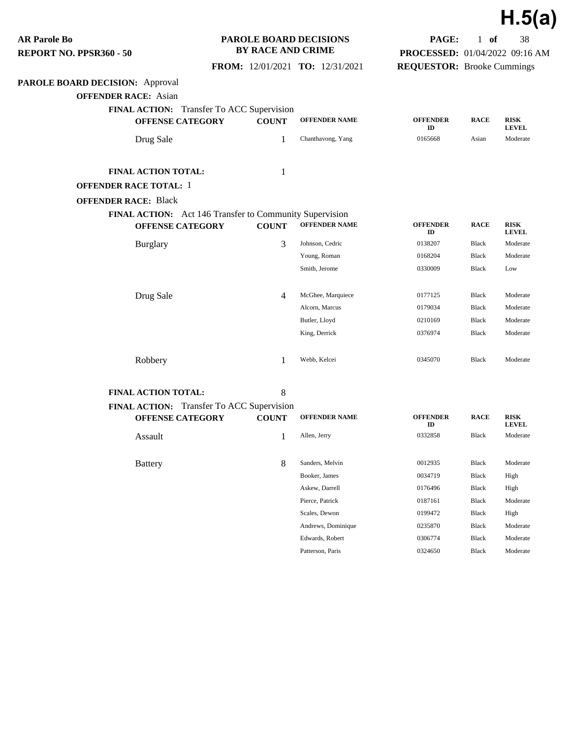# H.5(a)

**AR Parole Bo**
**REPORT NO. PPSR360 - 50**

**PAROLE BOARD DECISIONS BY RACE AND CRIME**

**FROM:** 12/01/2021 **TO:** 12/31/2021

**PROCESSED:** 01/04/2022 09:16 AM
**REQUESTOR:** Brooke Cummings

**PAROLE BOARD DECISION:** Approval

**OFFENDER RACE:** Asian

**FINAL ACTION:** Transfer To ACC Supervision

| OFFENSE CATEGORY | COUNT | OFFENDER NAME | OFFENDER ID | RACE | RISK LEVEL |
|---|---|---|---|---|---|
| Drug Sale | 1 | Chanthavong, Yang | 0165668 | Asian | Moderate |

**FINAL ACTION TOTAL:** 1

**OFFENDER RACE TOTAL:** 1

**OFFENDER RACE:** Black

**FINAL ACTION:** Act 146 Transfer to Community Supervision

| OFFENSE CATEGORY | COUNT | OFFENDER NAME | OFFENDER ID | RACE | RISK LEVEL |
|---|---|---|---|---|---|
| Burglary | 3 | Johnson, Cedric | 0138207 | Black | Moderate |
| | | Young, Roman | 0168204 | Black | Moderate |
| | | Smith, Jerome | 0330009 | Black | Low |
| Drug Sale | 4 | McGhee, Marquiece | 0177125 | Black | Moderate |
| | | Alcorn, Marcus | 0179034 | Black | Moderate |
| | | Butler, Lloyd | 0210169 | Black | Moderate |
| | | King, Derrick | 0376974 | Black | Moderate |
| Robbery | 1 | Webb, Kelcei | 0345070 | Black | Moderate |

**FINAL ACTION TOTAL:** 8

**FINAL ACTION:** Transfer To ACC Supervision

| OFFENSE CATEGORY | COUNT | OFFENDER NAME | OFFENDER ID | RACE | RISK LEVEL |
|---|---|---|---|---|---|
| Assault | 1 | Allen, Jerry | 0332858 | Black | Moderate |
| Battery | 8 | Sanders, Melvin | 0012935 | Black | Moderate |
| | | Booker, James | 0034719 | Black | High |
| | | Askew, Darrell | 0176496 | Black | High |
| | | Pierce, Patrick | 0187161 | Black | Moderate |
| | | Scales, Dewon | 0199472 | Black | High |
| | | Andrews, Dominique | 0235870 | Black | Moderate |
| | | Edwards, Robert | 0306774 | Black | Moderate |
| | | Patterson, Paris | 0324650 | Black | Moderate |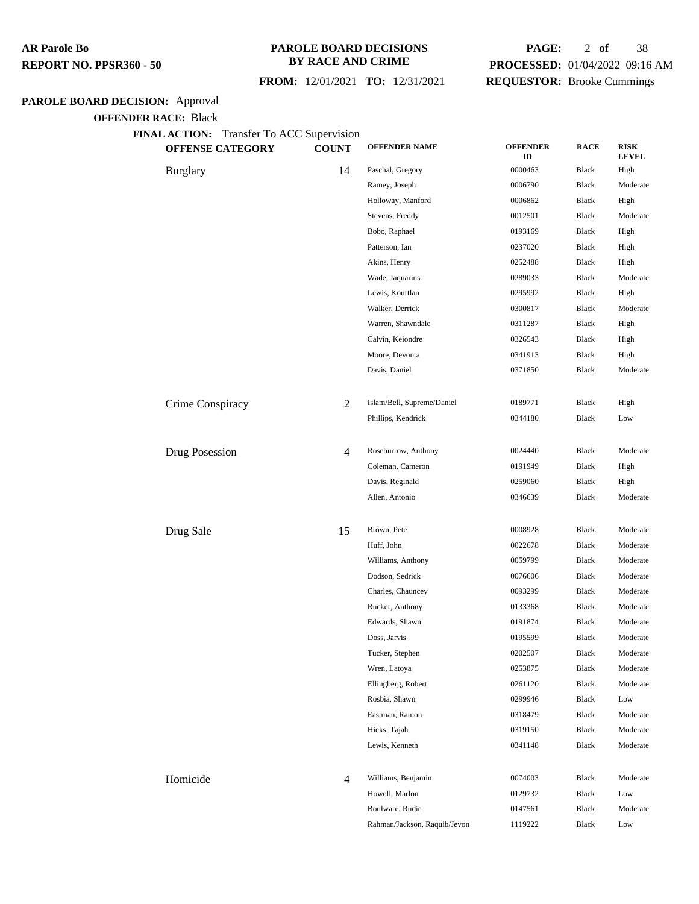**AR Parole Bo**
**REPORT NO. PPSR360 - 50**

**PAROLE BOARD DECISIONS BY RACE AND CRIME**

**FROM:** 12/01/2021 **TO:** 12/31/2021

**PROCESSED:** 01/04/2022 09:16 AM
**REQUESTOR:** Brooke Cummings

**PAROLE BOARD DECISION:** Approval

**OFFENDER RACE:** Black

**FINAL ACTION:** Transfer To ACC Supervision

| OFFENSE CATEGORY | COUNT | OFFENDER NAME | OFFENDER ID | RACE | RISK LEVEL |
|---|---|---|---|---|---|
| Burglary | 14 | Paschal, Gregory | 0000463 | Black | High |
| | | Ramey, Joseph | 0006790 | Black | Moderate |
| | | Holloway, Manford | 0006862 | Black | High |
| | | Stevens, Freddy | 0012501 | Black | Moderate |
| | | Bobo, Raphael | 0193169 | Black | High |
| | | Patterson, Ian | 0237020 | Black | High |
| | | Akins, Henry | 0252488 | Black | High |
| | | Wade, Jaquarius | 0289033 | Black | Moderate |
| | | Lewis, Kourtlan | 0295992 | Black | High |
| | | Walker, Derrick | 0300817 | Black | Moderate |
| | | Warren, Shawndale | 0311287 | Black | High |
| | | Calvin, Keiondre | 0326543 | Black | High |
| | | Moore, Devonta | 0341913 | Black | High |
| | | Davis, Daniel | 0371850 | Black | Moderate |
| Crime Conspiracy | 2 | Islam/Bell, Supreme/Daniel | 0189771 | Black | High |
| | | Phillips, Kendrick | 0344180 | Black | Low |
| Drug Posession | 4 | Roseburrow, Anthony | 0024440 | Black | Moderate |
| | | Coleman, Cameron | 0191949 | Black | High |
| | | Davis, Reginald | 0259060 | Black | High |
| | | Allen, Antonio | 0346639 | Black | Moderate |
| Drug Sale | 15 | Brown, Pete | 0008928 | Black | Moderate |
| | | Huff, John | 0022678 | Black | Moderate |
| | | Williams, Anthony | 0059799 | Black | Moderate |
| | | Dodson, Sedrick | 0076606 | Black | Moderate |
| | | Charles, Chauncey | 0093299 | Black | Moderate |
| | | Rucker, Anthony | 0133368 | Black | Moderate |
| | | Edwards, Shawn | 0191874 | Black | Moderate |
| | | Doss, Jarvis | 0195599 | Black | Moderate |
| | | Tucker, Stephen | 0202507 | Black | Moderate |
| | | Wren, Latoya | 0253875 | Black | Moderate |
| | | Ellingberg, Robert | 0261120 | Black | Moderate |
| | | Rosbia, Shawn | 0299946 | Black | Low |
| | | Eastman, Ramon | 0318479 | Black | Moderate |
| | | Hicks, Tajah | 0319150 | Black | Moderate |
| | | Lewis, Kenneth | 0341148 | Black | Moderate |
| Homicide | 4 | Williams, Benjamin | 0074003 | Black | Moderate |
| | | Howell, Marlon | 0129732 | Black | Low |
| | | Boulware, Rudie | 0147561 | Black | Moderate |
| | | Rahman/Jackson, Raquib/Jevon | 1119222 | Black | Low |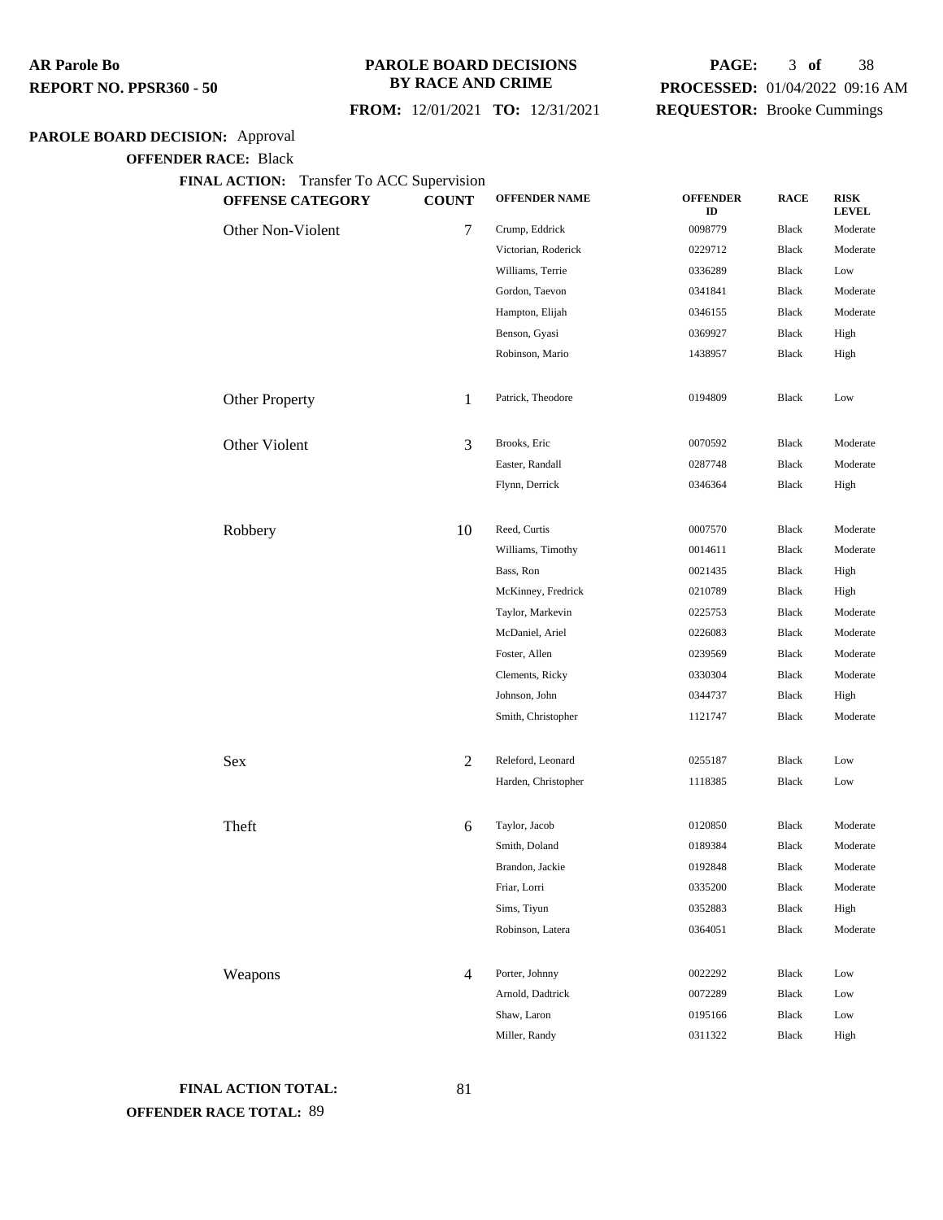**PAROLE BOARD DECISION:** Approval

**OFFENDER RACE:** Black

**FINAL ACTION:** Transfer To ACC Supervision

| OFFENSE CATEGORY | COUNT | OFFENDER NAME | OFFENDER ID | RACE | RISK LEVEL |
|---|---|---|---|---|---|
| Other Non-Violent | 7 | Crump, Eddrick | 0098779 | Black | Moderate |
| | | Victorian, Roderick | 0229712 | Black | Moderate |
| | | Williams, Terrie | 0336289 | Black | Low |
| | | Gordon, Taevon | 0341841 | Black | Moderate |
| | | Hampton, Elijah | 0346155 | Black | Moderate |
| | | Benson, Gyasi | 0369927 | Black | High |
| | | Robinson, Mario | 1438957 | Black | High |
| Other Property | 1 | Patrick, Theodore | 0194809 | Black | Low |
| Other Violent | 3 | Brooks, Eric | 0070592 | Black | Moderate |
| | | Easter, Randall | 0287748 | Black | Moderate |
| | | Flynn, Derrick | 0346364 | Black | High |
| Robbery | 10 | Reed, Curtis | 0007570 | Black | Moderate |
| | | Williams, Timothy | 0014611 | Black | Moderate |
| | | Bass, Ron | 0021435 | Black | High |
| | | McKinney, Fredrick | 0210789 | Black | High |
| | | Taylor, Markevin | 0225753 | Black | Moderate |
| | | McDaniel, Ariel | 0226083 | Black | Moderate |
| | | Foster, Allen | 0239569 | Black | Moderate |
| | | Clements, Ricky | 0330304 | Black | Moderate |
| | | Johnson, John | 0344737 | Black | High |
| | | Smith, Christopher | 1121747 | Black | Moderate |
| Sex | 2 | Releford, Leonard | 0255187 | Black | Low |
| | | Harden, Christopher | 1118385 | Black | Low |
| Theft | 6 | Taylor, Jacob | 0120850 | Black | Moderate |
| | | Smith, Doland | 0189384 | Black | Moderate |
| | | Brandon, Jackie | 0192848 | Black | Moderate |
| | | Friar, Lorri | 0335200 | Black | Moderate |
| | | Sims, Tiyun | 0352883 | Black | High |
| | | Robinson, Latera | 0364051 | Black | Moderate |
| Weapons | 4 | Porter, Johnny | 0022292 | Black | Low |
| | | Arnold, Dadtrick | 0072289 | Black | Low |
| | | Shaw, Laron | 0195166 | Black | Low |
| | | Miller, Randy | 0311322 | Black | High |

**FINAL ACTION TOTAL:** 81

**OFFENDER RACE TOTAL:** 89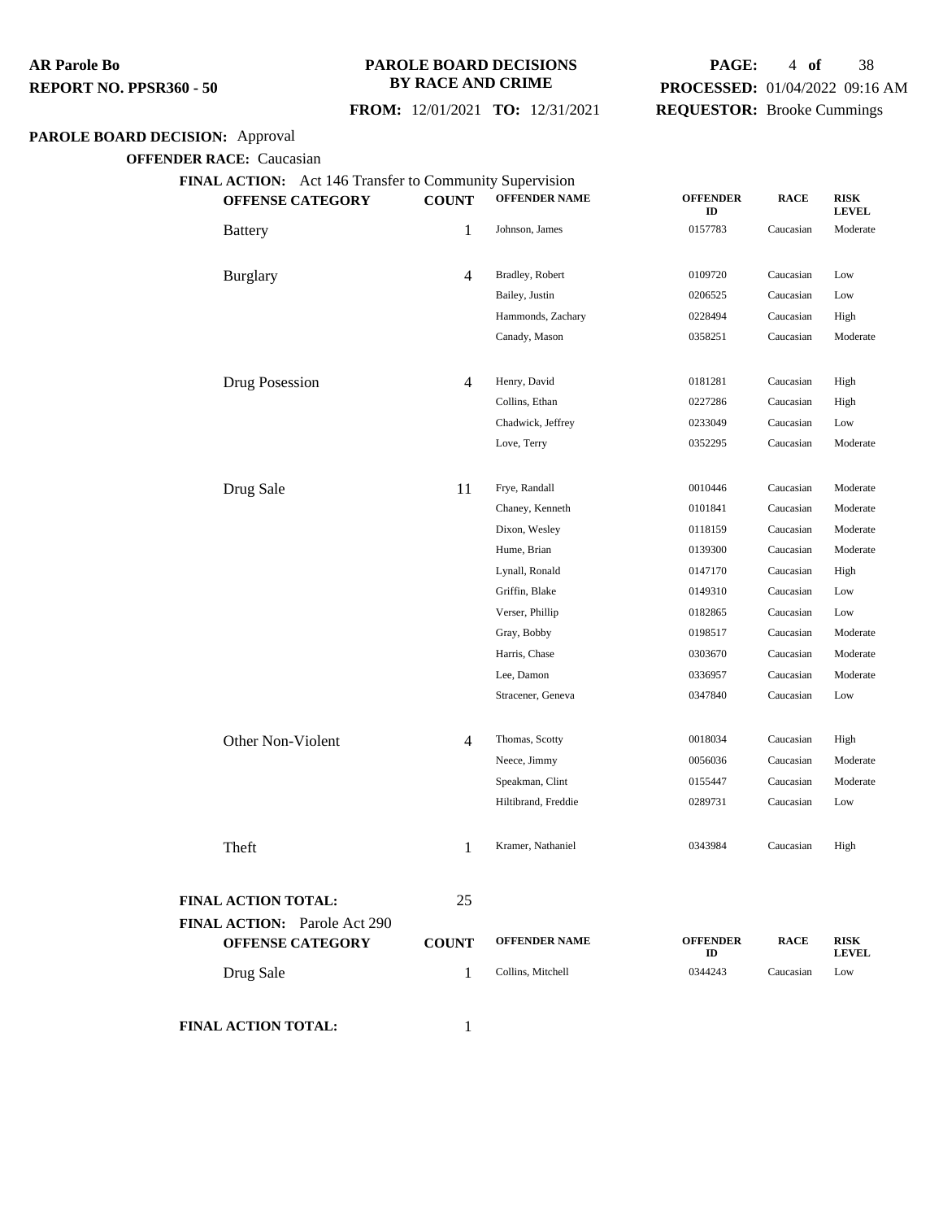**PAROLE BOARD DECISIONS BY RACE AND CRIME**

**FROM:** 12/01/2021 **TO:** 12/31/2021

**PAROLE BOARD DECISION:** Approval

**OFFENDER RACE:** Caucasian

**FINAL ACTION:** Act 146 Transfer to Community Supervision

| OFFENSE CATEGORY | COUNT | OFFENDER NAME | OFFENDER ID | RACE | RISK LEVEL |
|---|---|---|---|---|---|
| Battery | 1 | Johnson, James | 0157783 | Caucasian | Moderate |
| Burglary | 4 | Bradley, Robert | 0109720 | Caucasian | Low |
| | | Bailey, Justin | 0206525 | Caucasian | Low |
| | | Hammonds, Zachary | 0228494 | Caucasian | High |
| | | Canady, Mason | 0358251 | Caucasian | Moderate |
| Drug Posession | 4 | Henry, David | 0181281 | Caucasian | High |
| | | Collins, Ethan | 0227286 | Caucasian | High |
| | | Chadwick, Jeffrey | 0233049 | Caucasian | Low |
| | | Love, Terry | 0352295 | Caucasian | Moderate |
| Drug Sale | 11 | Frye, Randall | 0010446 | Caucasian | Moderate |
| | | Chaney, Kenneth | 0101841 | Caucasian | Moderate |
| | | Dixon, Wesley | 0118159 | Caucasian | Moderate |
| | | Hume, Brian | 0139300 | Caucasian | Moderate |
| | | Lynall, Ronald | 0147170 | Caucasian | High |
| | | Griffin, Blake | 0149310 | Caucasian | Low |
| | | Verser, Phillip | 0182865 | Caucasian | Low |
| | | Gray, Bobby | 0198517 | Caucasian | Moderate |
| | | Harris, Chase | 0303670 | Caucasian | Moderate |
| | | Lee, Damon | 0336957 | Caucasian | Moderate |
| | | Stracener, Geneva | 0347840 | Caucasian | Low |
| Other Non-Violent | 4 | Thomas, Scotty | 0018034 | Caucasian | High |
| | | Neece, Jimmy | 0056036 | Caucasian | Moderate |
| | | Speakman, Clint | 0155447 | Caucasian | Moderate |
| | | Hiltibrand, Freddie | 0289731 | Caucasian | Low |
| Theft | 1 | Kramer, Nathaniel | 0343984 | Caucasian | High |

**FINAL ACTION TOTAL:** 25

**FINAL ACTION:** Parole Act 290

| OFFENSE CATEGORY | COUNT | OFFENDER NAME | OFFENDER ID | RACE | RISK LEVEL |
|---|---|---|---|---|---|
| Drug Sale | 1 | Collins, Mitchell | 0344243 | Caucasian | Low |

**FINAL ACTION TOTAL:** 1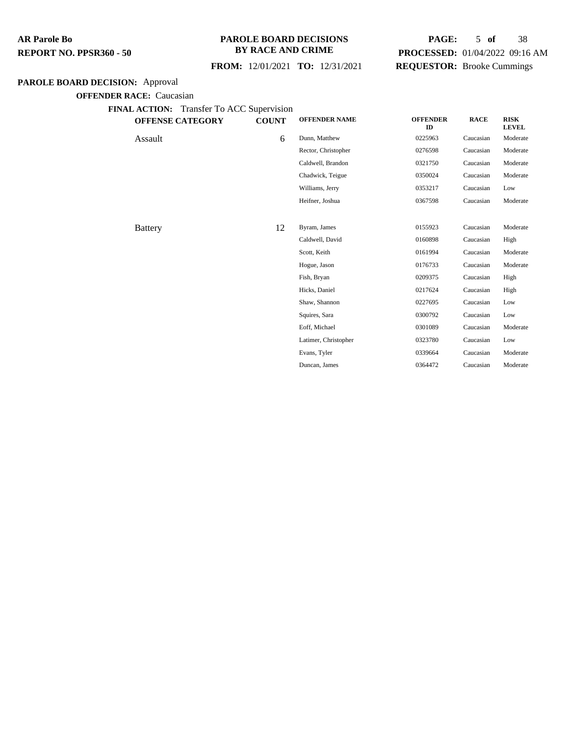**AR Parole Bo**
**REPORT NO. PPSR360 - 50**

**PAROLE BOARD DECISIONS BY RACE AND CRIME**

**FROM:** 12/01/2021 **TO:** 12/31/2021

**PROCESSED:** 01/04/2022 09:16 AM
**REQUESTOR:** Brooke Cummings

**PAROLE BOARD DECISION:** Approval

**OFFENDER RACE:** Caucasian

**FINAL ACTION:** Transfer To ACC Supervision

| OFFENSE CATEGORY | COUNT | OFFENDER NAME | OFFENDER ID | RACE | RISK LEVEL |
|---|---|---|---|---|---|
| Assault | 6 | Dunn, Matthew | 0225963 | Caucasian | Moderate |
| | | Rector, Christopher | 0276598 | Caucasian | Moderate |
| | | Caldwell, Brandon | 0321750 | Caucasian | Moderate |
| | | Chadwick, Teigue | 0350024 | Caucasian | Moderate |
| | | Williams, Jerry | 0353217 | Caucasian | Low |
| | | Heifner, Joshua | 0367598 | Caucasian | Moderate |
| Battery | 12 | Byram, James | 0155923 | Caucasian | Moderate |
| | | Caldwell, David | 0160898 | Caucasian | High |
| | | Scott, Keith | 0161994 | Caucasian | Moderate |
| | | Hogue, Jason | 0176733 | Caucasian | Moderate |
| | | Fish, Bryan | 0209375 | Caucasian | High |
| | | Hicks, Daniel | 0217624 | Caucasian | High |
| | | Shaw, Shannon | 0227695 | Caucasian | Low |
| | | Squires, Sara | 0300792 | Caucasian | Low |
| | | Eoff, Michael | 0301089 | Caucasian | Moderate |
| | | Latimer, Christopher | 0323780 | Caucasian | Low |
| | | Evans, Tyler | 0339664 | Caucasian | Moderate |
| | | Duncan, James | 0364472 | Caucasian | Moderate |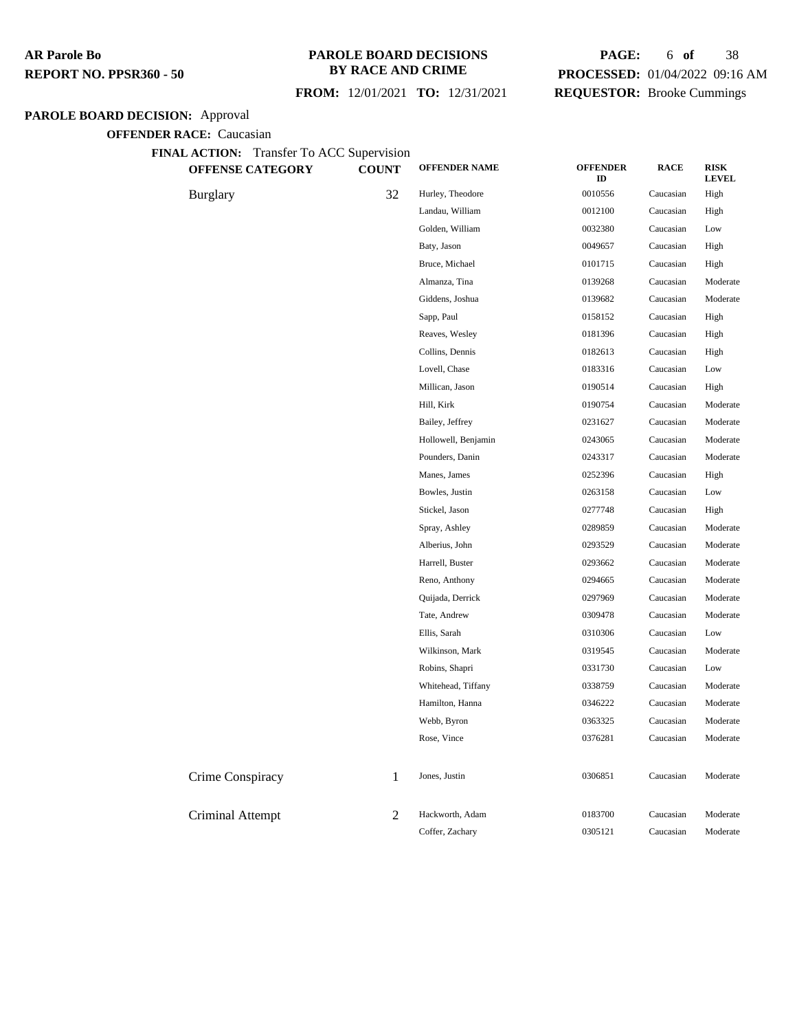**PAROLE BOARD DECISION:** Approval

**OFFENDER RACE:** Caucasian

**FINAL ACTION:** Transfer To ACC Supervision

| OFFENSE CATEGORY | COUNT | OFFENDER NAME | OFFENDER ID | RACE | RISK LEVEL |
|---|---|---|---|---|---|
| Burglary | 32 | Hurley, Theodore | 0010556 | Caucasian | High |
| | | Landau, William | 0012100 | Caucasian | High |
| | | Golden, William | 0032380 | Caucasian | Low |
| | | Baty, Jason | 0049657 | Caucasian | High |
| | | Bruce, Michael | 0101715 | Caucasian | High |
| | | Almanza, Tina | 0139268 | Caucasian | Moderate |
| | | Giddens, Joshua | 0139682 | Caucasian | Moderate |
| | | Sapp, Paul | 0158152 | Caucasian | High |
| | | Reaves, Wesley | 0181396 | Caucasian | High |
| | | Collins, Dennis | 0182613 | Caucasian | High |
| | | Lovell, Chase | 0183316 | Caucasian | Low |
| | | Millican, Jason | 0190514 | Caucasian | High |
| | | Hill, Kirk | 0190754 | Caucasian | Moderate |
| | | Bailey, Jeffrey | 0231627 | Caucasian | Moderate |
| | | Hollowell, Benjamin | 0243065 | Caucasian | Moderate |
| | | Pounders, Danin | 0243317 | Caucasian | Moderate |
| | | Manes, James | 0252396 | Caucasian | High |
| | | Bowles, Justin | 0263158 | Caucasian | Low |
| | | Stickel, Jason | 0277748 | Caucasian | High |
| | | Spray, Ashley | 0289859 | Caucasian | Moderate |
| | | Alberius, John | 0293529 | Caucasian | Moderate |
| | | Harrell, Buster | 0293662 | Caucasian | Moderate |
| | | Reno, Anthony | 0294665 | Caucasian | Moderate |
| | | Quijada, Derrick | 0297969 | Caucasian | Moderate |
| | | Tate, Andrew | 0309478 | Caucasian | Moderate |
| | | Ellis, Sarah | 0310306 | Caucasian | Low |
| | | Wilkinson, Mark | 0319545 | Caucasian | Moderate |
| | | Robins, Shapri | 0331730 | Caucasian | Low |
| | | Whitehead, Tiffany | 0338759 | Caucasian | Moderate |
| | | Hamilton, Hanna | 0346222 | Caucasian | Moderate |
| | | Webb, Byron | 0363325 | Caucasian | Moderate |
| | | Rose, Vince | 0376281 | Caucasian | Moderate |
| Crime Conspiracy | 1 | Jones, Justin | 0306851 | Caucasian | Moderate |
| Criminal Attempt | 2 | Hackworth, Adam | 0183700 | Caucasian | Moderate |
| | | Coffer, Zachary | 0305121 | Caucasian | Moderate |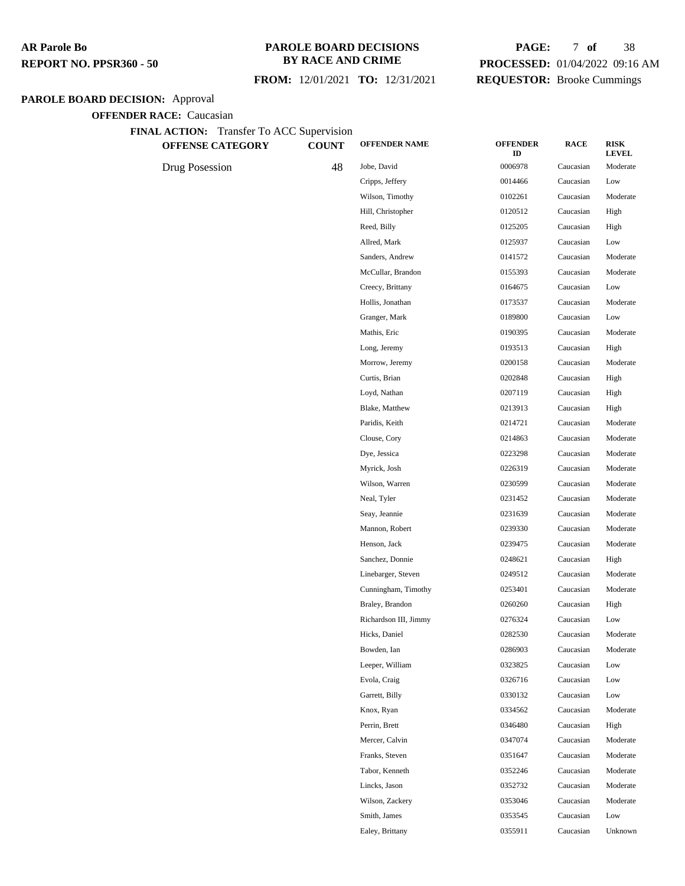**AR Parole Bo**
**REPORT NO. PPSR360 - 50**

**PAROLE BOARD DECISIONS BY RACE AND CRIME**

**FROM:** 12/01/2021 **TO:** 12/31/2021

**PROCESSED:** 01/04/2022 09:16 AM
**REQUESTOR:** Brooke Cummings

**PAROLE BOARD DECISION:** Approval

**OFFENDER RACE:** Caucasian

**FINAL ACTION:** Transfer To ACC Supervision

| OFFENSE CATEGORY | COUNT | OFFENDER NAME | OFFENDER ID | RACE | RISK LEVEL |
|---|---|---|---|---|---|
| Drug Posession | 48 | Jobe, David | 0006978 | Caucasian | Moderate |
| | | Cripps, Jeffery | 0014466 | Caucasian | Low |
| | | Wilson, Timothy | 0102261 | Caucasian | Moderate |
| | | Hill, Christopher | 0120512 | Caucasian | High |
| | | Reed, Billy | 0125205 | Caucasian | High |
| | | Allred, Mark | 0125937 | Caucasian | Low |
| | | Sanders, Andrew | 0141572 | Caucasian | Moderate |
| | | McCullar, Brandon | 0155393 | Caucasian | Moderate |
| | | Creecy, Brittany | 0164675 | Caucasian | Low |
| | | Hollis, Jonathan | 0173537 | Caucasian | Moderate |
| | | Granger, Mark | 0189800 | Caucasian | Low |
| | | Mathis, Eric | 0190395 | Caucasian | Moderate |
| | | Long, Jeremy | 0193513 | Caucasian | High |
| | | Morrow, Jeremy | 0200158 | Caucasian | Moderate |
| | | Curtis, Brian | 0202848 | Caucasian | High |
| | | Loyd, Nathan | 0207119 | Caucasian | High |
| | | Blake, Matthew | 0213913 | Caucasian | High |
| | | Paridis, Keith | 0214721 | Caucasian | Moderate |
| | | Clouse, Cory | 0214863 | Caucasian | Moderate |
| | | Dye, Jessica | 0223298 | Caucasian | Moderate |
| | | Myrick, Josh | 0226319 | Caucasian | Moderate |
| | | Wilson, Warren | 0230599 | Caucasian | Moderate |
| | | Neal, Tyler | 0231452 | Caucasian | Moderate |
| | | Seay, Jeannie | 0231639 | Caucasian | Moderate |
| | | Mannon, Robert | 0239330 | Caucasian | Moderate |
| | | Henson, Jack | 0239475 | Caucasian | Moderate |
| | | Sanchez, Donnie | 0248621 | Caucasian | High |
| | | Linebarger, Steven | 0249512 | Caucasian | Moderate |
| | | Cunningham, Timothy | 0253401 | Caucasian | Moderate |
| | | Braley, Brandon | 0260260 | Caucasian | High |
| | | Richardson III, Jimmy | 0276324 | Caucasian | Low |
| | | Hicks, Daniel | 0282530 | Caucasian | Moderate |
| | | Bowden, Ian | 0286903 | Caucasian | Moderate |
| | | Leeper, William | 0323825 | Caucasian | Low |
| | | Evola, Craig | 0326716 | Caucasian | Low |
| | | Garrett, Billy | 0330132 | Caucasian | Low |
| | | Knox, Ryan | 0334562 | Caucasian | Moderate |
| | | Perrin, Brett | 0346480 | Caucasian | High |
| | | Mercer, Calvin | 0347074 | Caucasian | Moderate |
| | | Franks, Steven | 0351647 | Caucasian | Moderate |
| | | Tabor, Kenneth | 0352246 | Caucasian | Moderate |
| | | Lincks, Jason | 0352732 | Caucasian | Moderate |
| | | Wilson, Zackery | 0353046 | Caucasian | Moderate |
| | | Smith, James | 0353545 | Caucasian | Low |
| | | Ealey, Brittany | 0355911 | Caucasian | Unknown |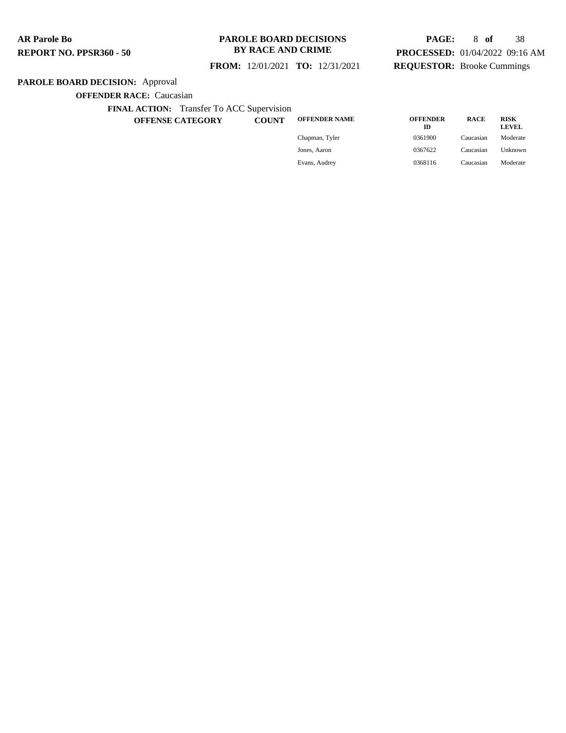**PAROLE BOARD DECISION:** Approval

**OFFENDER RACE:** Caucasian

**FINAL ACTION:** Transfer To ACC Supervision

| OFFENSE CATEGORY | COUNT | OFFENDER NAME | OFFENDER ID | RACE | RISK LEVEL |
|---|---|---|---|---|---|
| | | Chapman, Tyler | 0361900 | Caucasian | Moderate |
| | | Jones, Aaron | 0367622 | Caucasian | Unknown |
| | | Evans, Audrey | 0368116 | Caucasian | Moderate |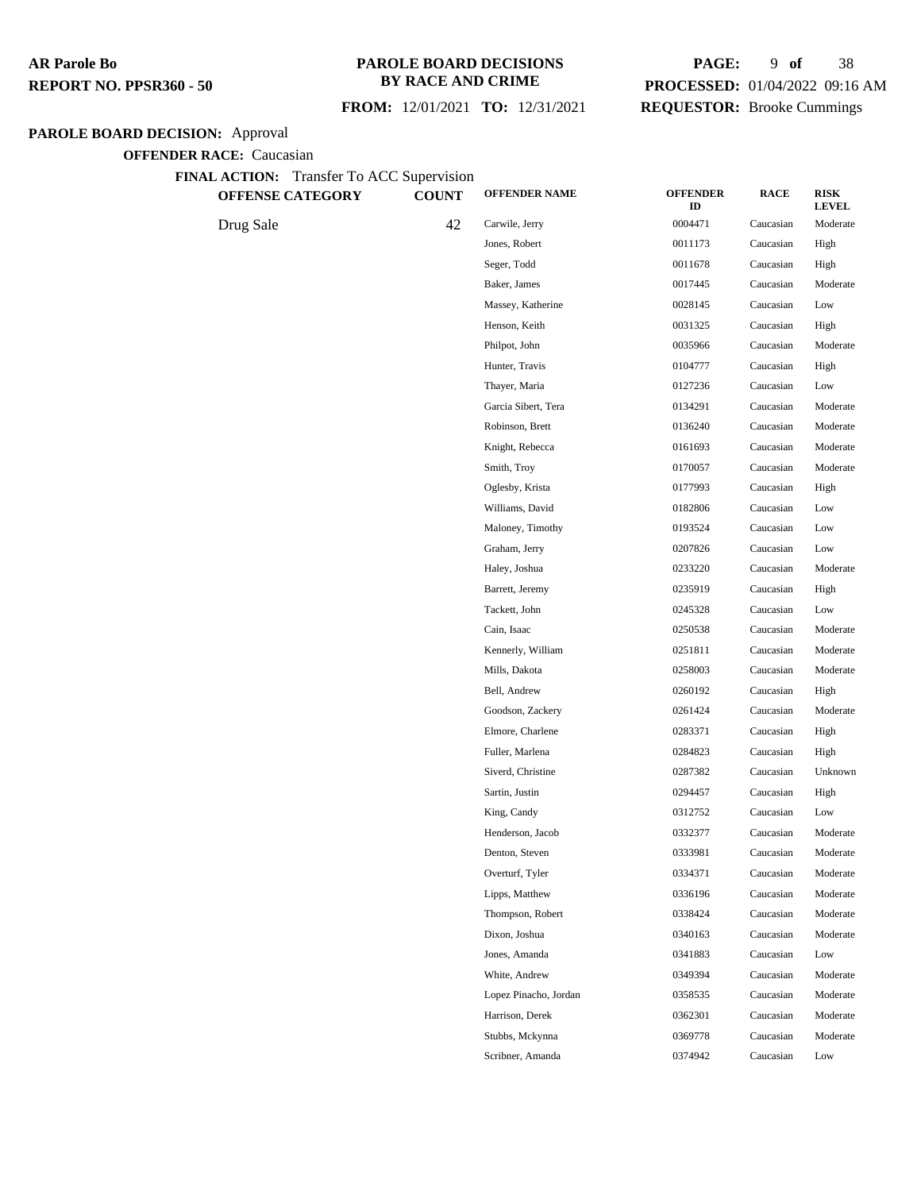**AR Parole Bo**
**REPORT NO. PPSR360 - 50**

**PAROLE BOARD DECISIONS BY RACE AND CRIME**

**FROM:** 12/01/2021 **TO:** 12/31/2021

**PROCESSED:** 01/04/2022 09:16 AM
**REQUESTOR:** Brooke Cummings

**PAROLE BOARD DECISION:** Approval

**OFFENDER RACE:** Caucasian

**FINAL ACTION:** Transfer To ACC Supervision

| OFFENSE CATEGORY | COUNT | OFFENDER NAME | OFFENDER ID | RACE | RISK LEVEL |
|---|---|---|---|---|---|
| Drug Sale | 42 | Carwile, Jerry | 0004471 | Caucasian | Moderate |
| | | Jones, Robert | 0011173 | Caucasian | High |
| | | Seger, Todd | 0011678 | Caucasian | High |
| | | Baker, James | 0017445 | Caucasian | Moderate |
| | | Massey, Katherine | 0028145 | Caucasian | Low |
| | | Henson, Keith | 0031325 | Caucasian | High |
| | | Philpot, John | 0035966 | Caucasian | Moderate |
| | | Hunter, Travis | 0104777 | Caucasian | High |
| | | Thayer, Maria | 0127236 | Caucasian | Low |
| | | Garcia Sibert, Tera | 0134291 | Caucasian | Moderate |
| | | Robinson, Brett | 0136240 | Caucasian | Moderate |
| | | Knight, Rebecca | 0161693 | Caucasian | Moderate |
| | | Smith, Troy | 0170057 | Caucasian | Moderate |
| | | Oglesby, Krista | 0177993 | Caucasian | High |
| | | Williams, David | 0182806 | Caucasian | Low |
| | | Maloney, Timothy | 0193524 | Caucasian | Low |
| | | Graham, Jerry | 0207826 | Caucasian | Low |
| | | Haley, Joshua | 0233220 | Caucasian | Moderate |
| | | Barrett, Jeremy | 0235919 | Caucasian | High |
| | | Tackett, John | 0245328 | Caucasian | Low |
| | | Cain, Isaac | 0250538 | Caucasian | Moderate |
| | | Kennerly, William | 0251811 | Caucasian | Moderate |
| | | Mills, Dakota | 0258003 | Caucasian | Moderate |
| | | Bell, Andrew | 0260192 | Caucasian | High |
| | | Goodson, Zackery | 0261424 | Caucasian | Moderate |
| | | Elmore, Charlene | 0283371 | Caucasian | High |
| | | Fuller, Marlena | 0284823 | Caucasian | High |
| | | Siverd, Christine | 0287382 | Caucasian | Unknown |
| | | Sartin, Justin | 0294457 | Caucasian | High |
| | | King, Candy | 0312752 | Caucasian | Low |
| | | Henderson, Jacob | 0332377 | Caucasian | Moderate |
| | | Denton, Steven | 0333981 | Caucasian | Moderate |
| | | Overturf, Tyler | 0334371 | Caucasian | Moderate |
| | | Lipps, Matthew | 0336196 | Caucasian | Moderate |
| | | Thompson, Robert | 0338424 | Caucasian | Moderate |
| | | Dixon, Joshua | 0340163 | Caucasian | Moderate |
| | | Jones, Amanda | 0341883 | Caucasian | Low |
| | | White, Andrew | 0349394 | Caucasian | Moderate |
| | | Lopez Pinacho, Jordan | 0358535 | Caucasian | Moderate |
| | | Harrison, Derek | 0362301 | Caucasian | Moderate |
| | | Stubbs, Mckynna | 0369778 | Caucasian | Moderate |
| | | Scribner, Amanda | 0374942 | Caucasian | Low |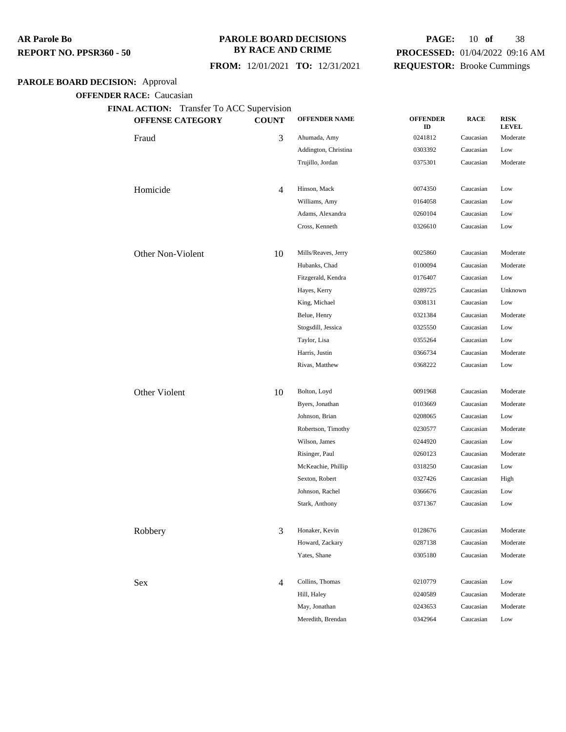**AR Parole Bo**
**REPORT NO. PPSR360 - 50**

**PAROLE BOARD DECISIONS BY RACE AND CRIME**

**FROM:** 12/01/2021 **TO:** 12/31/2021

**PROCESSED:** 01/04/2022 09:16 AM
**REQUESTOR:** Brooke Cummings

**PAROLE BOARD DECISION:** Approval

**OFFENDER RACE:** Caucasian

**FINAL ACTION:** Transfer To ACC Supervision

| OFFENSE CATEGORY | COUNT | OFFENDER NAME | OFFENDER ID | RACE | RISK LEVEL |
|---|---|---|---|---|---|
| Fraud | 3 | Ahumada, Amy | 0241812 | Caucasian | Moderate |
| | | Addington, Christina | 0303392 | Caucasian | Low |
| | | Trujillo, Jordan | 0375301 | Caucasian | Moderate |
| Homicide | 4 | Hinson, Mack | 0074350 | Caucasian | Low |
| | | Williams, Amy | 0164058 | Caucasian | Low |
| | | Adams, Alexandra | 0260104 | Caucasian | Low |
| | | Cross, Kenneth | 0326610 | Caucasian | Low |
| Other Non-Violent | 10 | Mills/Reaves, Jerry | 0025860 | Caucasian | Moderate |
| | | Hubanks, Chad | 0100094 | Caucasian | Moderate |
| | | Fitzgerald, Kendra | 0176407 | Caucasian | Low |
| | | Hayes, Kerry | 0289725 | Caucasian | Unknown |
| | | King, Michael | 0308131 | Caucasian | Low |
| | | Belue, Henry | 0321384 | Caucasian | Moderate |
| | | Stogsdill, Jessica | 0325550 | Caucasian | Low |
| | | Taylor, Lisa | 0355264 | Caucasian | Low |
| | | Harris, Justin | 0366734 | Caucasian | Moderate |
| | | Rivas, Matthew | 0368222 | Caucasian | Low |
| Other Violent | 10 | Bolton, Loyd | 0091968 | Caucasian | Moderate |
| | | Byers, Jonathan | 0103669 | Caucasian | Moderate |
| | | Johnson, Brian | 0208065 | Caucasian | Low |
| | | Robertson, Timothy | 0230577 | Caucasian | Moderate |
| | | Wilson, James | 0244920 | Caucasian | Low |
| | | Risinger, Paul | 0260123 | Caucasian | Moderate |
| | | McKeachie, Phillip | 0318250 | Caucasian | Low |
| | | Sexton, Robert | 0327426 | Caucasian | High |
| | | Johnson, Rachel | 0366676 | Caucasian | Low |
| | | Stark, Anthony | 0371367 | Caucasian | Low |
| Robbery | 3 | Honaker, Kevin | 0128676 | Caucasian | Moderate |
| | | Howard, Zackary | 0287138 | Caucasian | Moderate |
| | | Yates, Shane | 0305180 | Caucasian | Moderate |
| Sex | 4 | Collins, Thomas | 0210779 | Caucasian | Low |
| | | Hill, Haley | 0240589 | Caucasian | Moderate |
| | | May, Jonathan | 0243653 | Caucasian | Moderate |
| | | Meredith, Brendan | 0342964 | Caucasian | Low |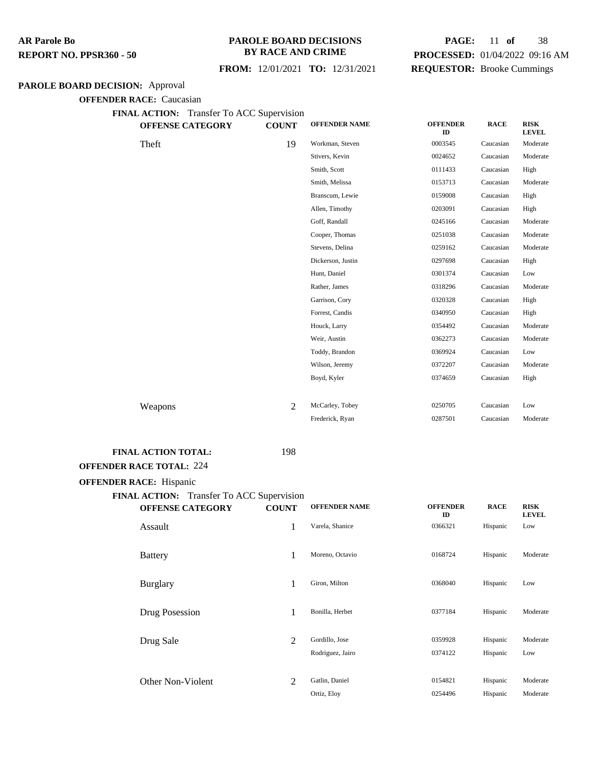**AR Parole Bo**
**REPORT NO. PPSR360 - 50**

**PAROLE BOARD DECISIONS BY RACE AND CRIME**

**FROM:** 12/01/2021 **TO:** 12/31/2021

**PROCESSED:** 01/04/2022 09:16 AM
**REQUESTOR:** Brooke Cummings

**PAROLE BOARD DECISION:** Approval

**OFFENDER RACE:** Caucasian

**FINAL ACTION:** Transfer To ACC Supervision

| OFFENSE CATEGORY | COUNT | OFFENDER NAME | OFFENDER ID | RACE | RISK LEVEL |
|---|---|---|---|---|---|
| Theft | 19 | Workman, Steven | 0003545 | Caucasian | Moderate |
| | | Stivers, Kevin | 0024652 | Caucasian | Moderate |
| | | Smith, Scott | 0111433 | Caucasian | High |
| | | Smith, Melissa | 0153713 | Caucasian | Moderate |
| | | Branscum, Lewie | 0159008 | Caucasian | High |
| | | Allen, Timothy | 0203091 | Caucasian | High |
| | | Goff, Randall | 0245166 | Caucasian | Moderate |
| | | Cooper, Thomas | 0251038 | Caucasian | Moderate |
| | | Stevens, Delina | 0259162 | Caucasian | Moderate |
| | | Dickerson, Justin | 0297698 | Caucasian | High |
| | | Hunt, Daniel | 0301374 | Caucasian | Low |
| | | Rather, James | 0318296 | Caucasian | Moderate |
| | | Garrison, Cory | 0320328 | Caucasian | High |
| | | Forrest, Candis | 0340950 | Caucasian | High |
| | | Houck, Larry | 0354492 | Caucasian | Moderate |
| | | Weir, Austin | 0362273 | Caucasian | Moderate |
| | | Toddy, Brandon | 0369924 | Caucasian | Low |
| | | Wilson, Jeremy | 0372207 | Caucasian | Moderate |
| | | Boyd, Kyler | 0374659 | Caucasian | High |
| Weapons | 2 | McCarley, Tobey | 0250705 | Caucasian | Low |
| | | Frederick, Ryan | 0287501 | Caucasian | Moderate |

**FINAL ACTION TOTAL:** 198

**OFFENDER RACE TOTAL:** 224

**OFFENDER RACE:** Hispanic

**FINAL ACTION:** Transfer To ACC Supervision

| OFFENSE CATEGORY | COUNT | OFFENDER NAME | OFFENDER ID | RACE | RISK LEVEL |
|---|---|---|---|---|---|
| Assault | 1 | Varela, Shanice | 0366321 | Hispanic | Low |
| Battery | 1 | Moreno, Octavio | 0168724 | Hispanic | Moderate |
| Burglary | 1 | Giron, Milton | 0368040 | Hispanic | Low |
| Drug Posession | 1 | Bonilla, Herbet | 0377184 | Hispanic | Moderate |
| Drug Sale | 2 | Gordillo, Jose | 0359928 | Hispanic | Moderate |
| | | Rodriguez, Jairo | 0374122 | Hispanic | Low |
| Other Non-Violent | 2 | Gatlin, Daniel | 0154821 | Hispanic | Moderate |
| | | Ortiz, Eloy | 0254496 | Hispanic | Moderate |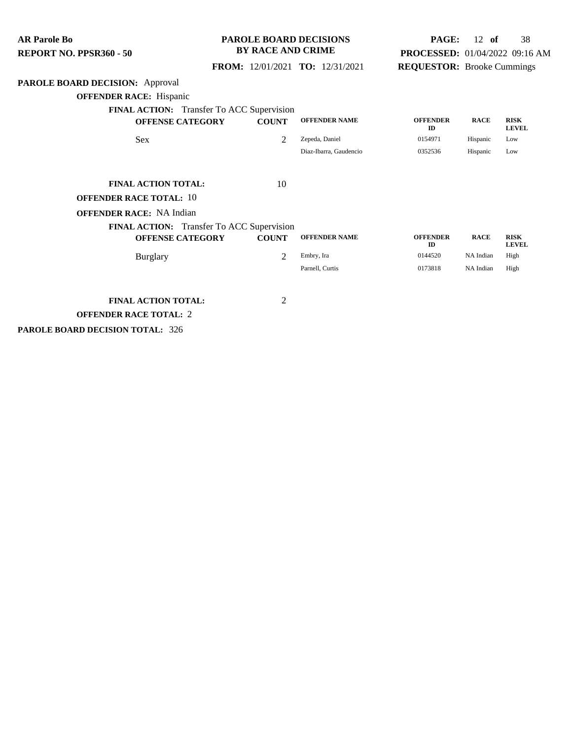**PAROLE BOARD DECISION:** Approval

**OFFENDER RACE:** Hispanic

**FINAL ACTION:** Transfer To ACC Supervision

| OFFENSE CATEGORY | COUNT | OFFENDER NAME | OFFENDER ID | RACE | RISK LEVEL |
|---|---|---|---|---|---|
| Sex | 2 | Zepeda, Daniel | 0154971 | Hispanic | Low |
| | | Diaz-Ibarra, Gaudencio | 0352536 | Hispanic | Low |

**FINAL ACTION TOTAL:** 10

**OFFENDER RACE TOTAL:** 10

**OFFENDER RACE:** NA Indian

**FINAL ACTION:** Transfer To ACC Supervision

| OFFENSE CATEGORY | COUNT | OFFENDER NAME | OFFENDER ID | RACE | RISK LEVEL |
|---|---|---|---|---|---|
| Burglary | 2 | Embry, Ira | 0144520 | NA Indian | High |
| | | Parnell, Curtis | 0173818 | NA Indian | High |

**FINAL ACTION TOTAL:** 2

**OFFENDER RACE TOTAL:** 2

**PAROLE BOARD DECISION TOTAL:** 326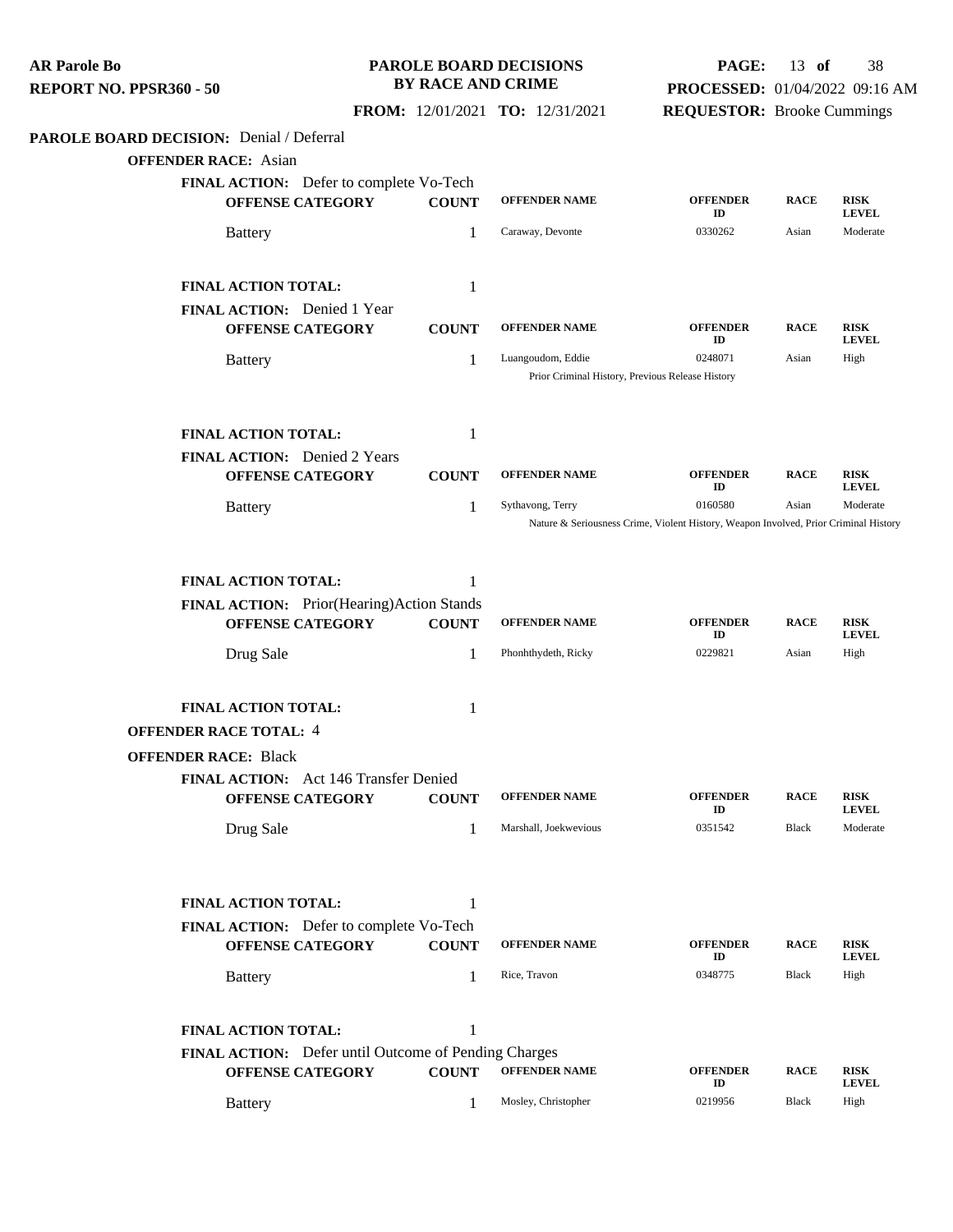**PAROLE BOARD DECISIONS BY RACE AND CRIME**

**FROM:** 12/01/2021 **TO:** 12/31/2021

**PROCESSED:** 01/04/2022 09:16 AM

**REQUESTOR:** Brooke Cummings

AR Parole Bo
REPORT NO. PPSR360 - 50

## PAROLE BOARD DECISION: Denial / Deferral

### OFFENDER RACE: Asian

**FINAL ACTION:** Defer to complete Vo-Tech

| OFFENSE CATEGORY | COUNT | OFFENDER NAME | OFFENDER ID | RACE | RISK LEVEL |
|---|---|---|---|---|---|
| Battery | 1 | Caraway, Devonte | 0330262 | Asian | Moderate |

**FINAL ACTION TOTAL:** 1

**FINAL ACTION:** Denied 1 Year

| OFFENSE CATEGORY | COUNT | OFFENDER NAME | OFFENDER ID | RACE | RISK LEVEL |
|---|---|---|---|---|---|
| Battery | 1 | Luangoudom, Eddie | 0248071 | Asian | High |
| | | Prior Criminal History, Previous Release History | | | |

**FINAL ACTION TOTAL:** 1

**FINAL ACTION:** Denied 2 Years

| OFFENSE CATEGORY | COUNT | OFFENDER NAME | OFFENDER ID | RACE | RISK LEVEL |
|---|---|---|---|---|---|
| Battery | 1 | Sythavong, Terry | 0160580 | Asian | Moderate |
| | | Nature & Seriousness Crime, Violent History, Weapon Involved, Prior Criminal History | | | |

**FINAL ACTION TOTAL:** 1

**FINAL ACTION:** Prior(Hearing)Action Stands

| OFFENSE CATEGORY | COUNT | OFFENDER NAME | OFFENDER ID | RACE | RISK LEVEL |
|---|---|---|---|---|---|
| Drug Sale | 1 | Phonhthydeth, Ricky | 0229821 | Asian | High |

**FINAL ACTION TOTAL:** 1

**OFFENDER RACE TOTAL:** 4

### OFFENDER RACE: Black

**FINAL ACTION:** Act 146 Transfer Denied

| OFFENSE CATEGORY | COUNT | OFFENDER NAME | OFFENDER ID | RACE | RISK LEVEL |
|---|---|---|---|---|---|
| Drug Sale | 1 | Marshall, Joekwevious | 0351542 | Black | Moderate |

**FINAL ACTION TOTAL:** 1

**FINAL ACTION:** Defer to complete Vo-Tech

| OFFENSE CATEGORY | COUNT | OFFENDER NAME | OFFENDER ID | RACE | RISK LEVEL |
|---|---|---|---|---|---|
| Battery | 1 | Rice, Travon | 0348775 | Black | High |

**FINAL ACTION TOTAL:** 1

**FINAL ACTION:** Defer until Outcome of Pending Charges

| OFFENSE CATEGORY | COUNT | OFFENDER NAME | OFFENDER ID | RACE | RISK LEVEL |
|---|---|---|---|---|---|
| Battery | 1 | Mosley, Christopher | 0219956 | Black | High |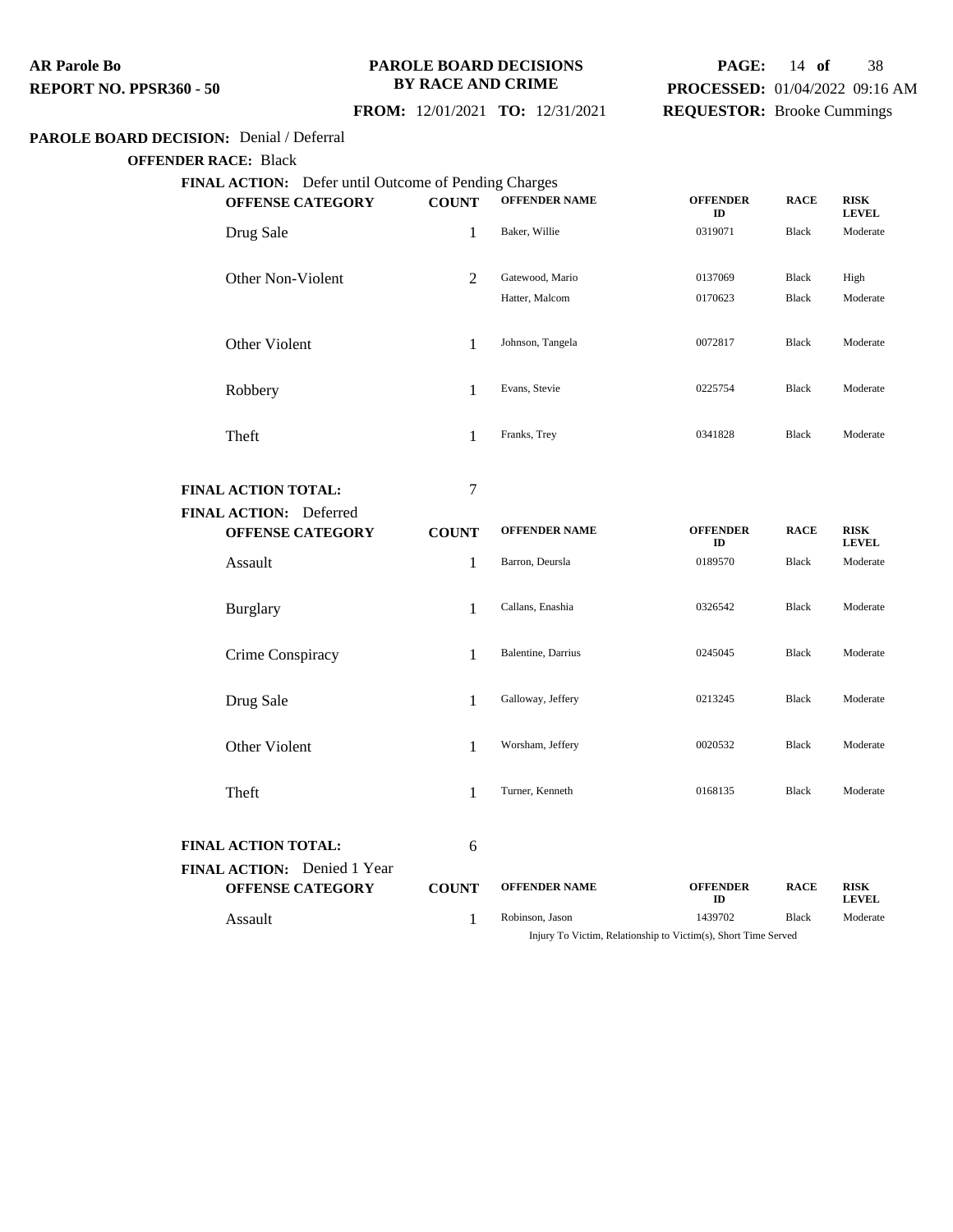**PAROLE BOARD DECISION:** Denial / Deferral

**OFFENDER RACE:** Black

**FINAL ACTION:** Defer until Outcome of Pending Charges

| OFFENSE CATEGORY | COUNT | OFFENDER NAME | OFFENDER ID | RACE | RISK LEVEL |
|---|---|---|---|---|---|
| Drug Sale | 1 | Baker, Willie | 0319071 | Black | Moderate |
| Other Non-Violent | 2 | Gatewood, Mario | 0137069 | Black | High |
| | | Hatter, Malcom | 0170623 | Black | Moderate |
| Other Violent | 1 | Johnson, Tangela | 0072817 | Black | Moderate |
| Robbery | 1 | Evans, Stevie | 0225754 | Black | Moderate |
| Theft | 1 | Franks, Trey | 0341828 | Black | Moderate |

**FINAL ACTION TOTAL:** 7

**FINAL ACTION:** Deferred

| OFFENSE CATEGORY | COUNT | OFFENDER NAME | OFFENDER ID | RACE | RISK LEVEL |
|---|---|---|---|---|---|
| Assault | 1 | Barron, Deursla | 0189570 | Black | Moderate |
| Burglary | 1 | Callans, Enashia | 0326542 | Black | Moderate |
| Crime Conspiracy | 1 | Balentine, Darrius | 0245045 | Black | Moderate |
| Drug Sale | 1 | Galloway, Jeffery | 0213245 | Black | Moderate |
| Other Violent | 1 | Worsham, Jeffery | 0020532 | Black | Moderate |
| Theft | 1 | Turner, Kenneth | 0168135 | Black | Moderate |

**FINAL ACTION TOTAL:** 6

**FINAL ACTION:** Denied 1 Year

| OFFENSE CATEGORY | COUNT | OFFENDER NAME | OFFENDER ID | RACE | RISK LEVEL |
|---|---|---|---|---|---|
| Assault | 1 | Robinson, Jason | 1439702 | Black | Moderate |

Injury To Victim, Relationship to Victim(s), Short Time Served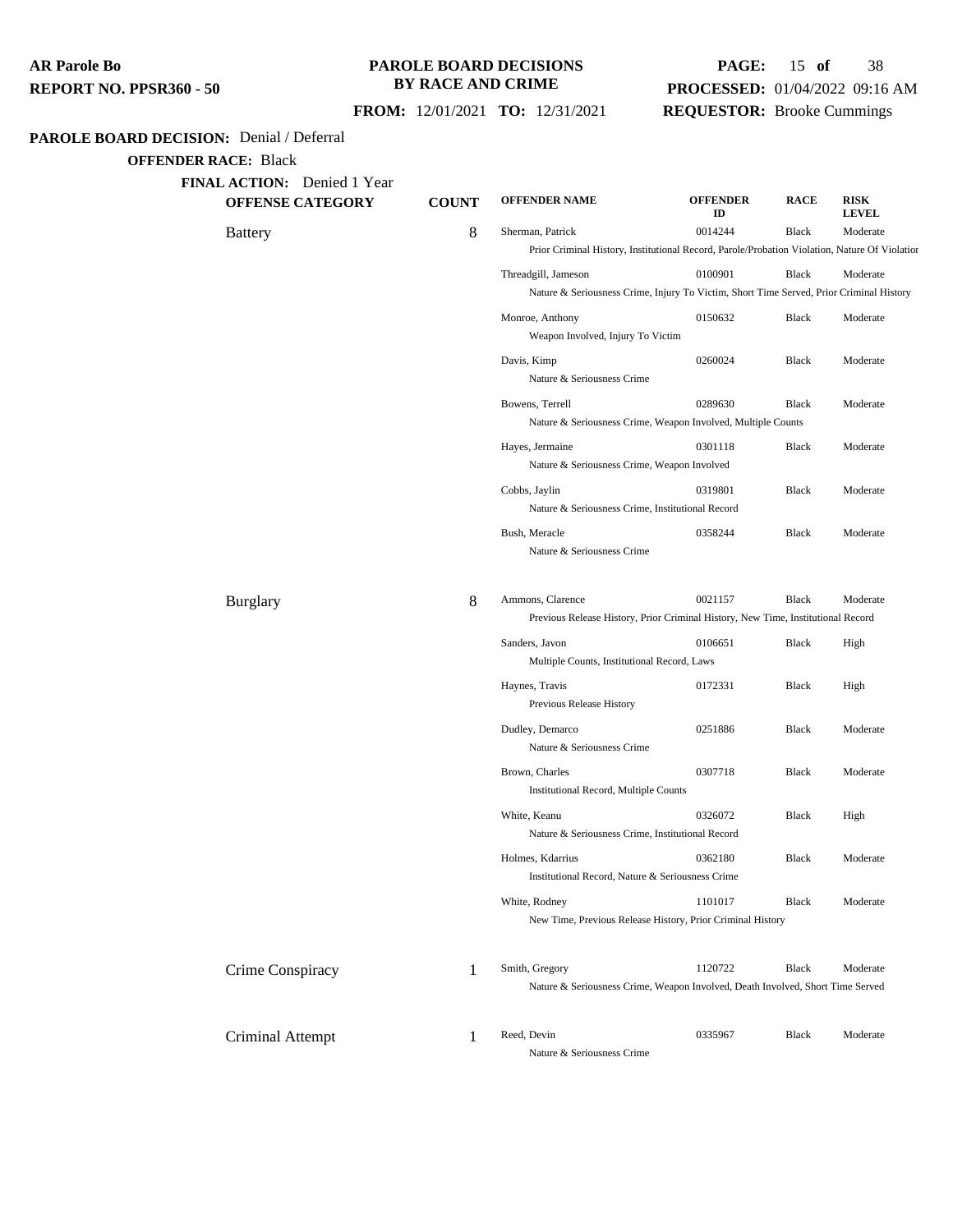**PAROLE BOARD DECISION:** Denial / Deferral

**OFFENDER RACE:** Black

**FINAL ACTION:** Denied 1 Year

| OFFENSE CATEGORY | COUNT | OFFENDER NAME | OFFENDER ID | RACE | RISK LEVEL |
|---|---|---|---|---|---|
| Battery | 8 | Sherman, Patrick | 0014244 | Black | Moderate |
| | | Prior Criminal History, Institutional Record, Parole/Probation Violation, Nature Of Violation | | | |
| | | Threadgill, Jameson | 0100901 | Black | Moderate |
| | | Nature & Seriousness Crime, Injury To Victim, Short Time Served, Prior Criminal History | | | |
| | | Monroe, Anthony | 0150632 | Black | Moderate |
| | | Weapon Involved, Injury To Victim | | | |
| | | Davis, Kimp | 0260024 | Black | Moderate |
| | | Nature & Seriousness Crime | | | |
| | | Bowens, Terrell | 0289630 | Black | Moderate |
| | | Nature & Seriousness Crime, Weapon Involved, Multiple Counts | | | |
| | | Hayes, Jermaine | 0301118 | Black | Moderate |
| | | Nature & Seriousness Crime, Weapon Involved | | | |
| | | Cobbs, Jaylin | 0319801 | Black | Moderate |
| | | Nature & Seriousness Crime, Institutional Record | | | |
| | | Bush, Meracle | 0358244 | Black | Moderate |
| | | Nature & Seriousness Crime | | | |
| Burglary | 8 | Ammons, Clarence | 0021157 | Black | Moderate |
| | | Previous Release History, Prior Criminal History, New Time, Institutional Record | | | |
| | | Sanders, Javon | 0106651 | Black | High |
| | | Multiple Counts, Institutional Record, Laws | | | |
| | | Haynes, Travis | 0172331 | Black | High |
| | | Previous Release History | | | |
| | | Dudley, Demarco | 0251886 | Black | Moderate |
| | | Nature & Seriousness Crime | | | |
| | | Brown, Charles | 0307718 | Black | Moderate |
| | | Institutional Record, Multiple Counts | | | |
| | | White, Keanu | 0326072 | Black | High |
| | | Nature & Seriousness Crime, Institutional Record | | | |
| | | Holmes, Kdarrius | 0362180 | Black | Moderate |
| | | Institutional Record, Nature & Seriousness Crime | | | |
| | | White, Rodney | 1101017 | Black | Moderate |
| | | New Time, Previous Release History, Prior Criminal History | | | |
| Crime Conspiracy | 1 | Smith, Gregory | 1120722 | Black | Moderate |
| | | Nature & Seriousness Crime, Weapon Involved, Death Involved, Short Time Served | | | |
| Criminal Attempt | 1 | Reed, Devin | 0335967 | Black | Moderate |
| | | Nature & Seriousness Crime | | | |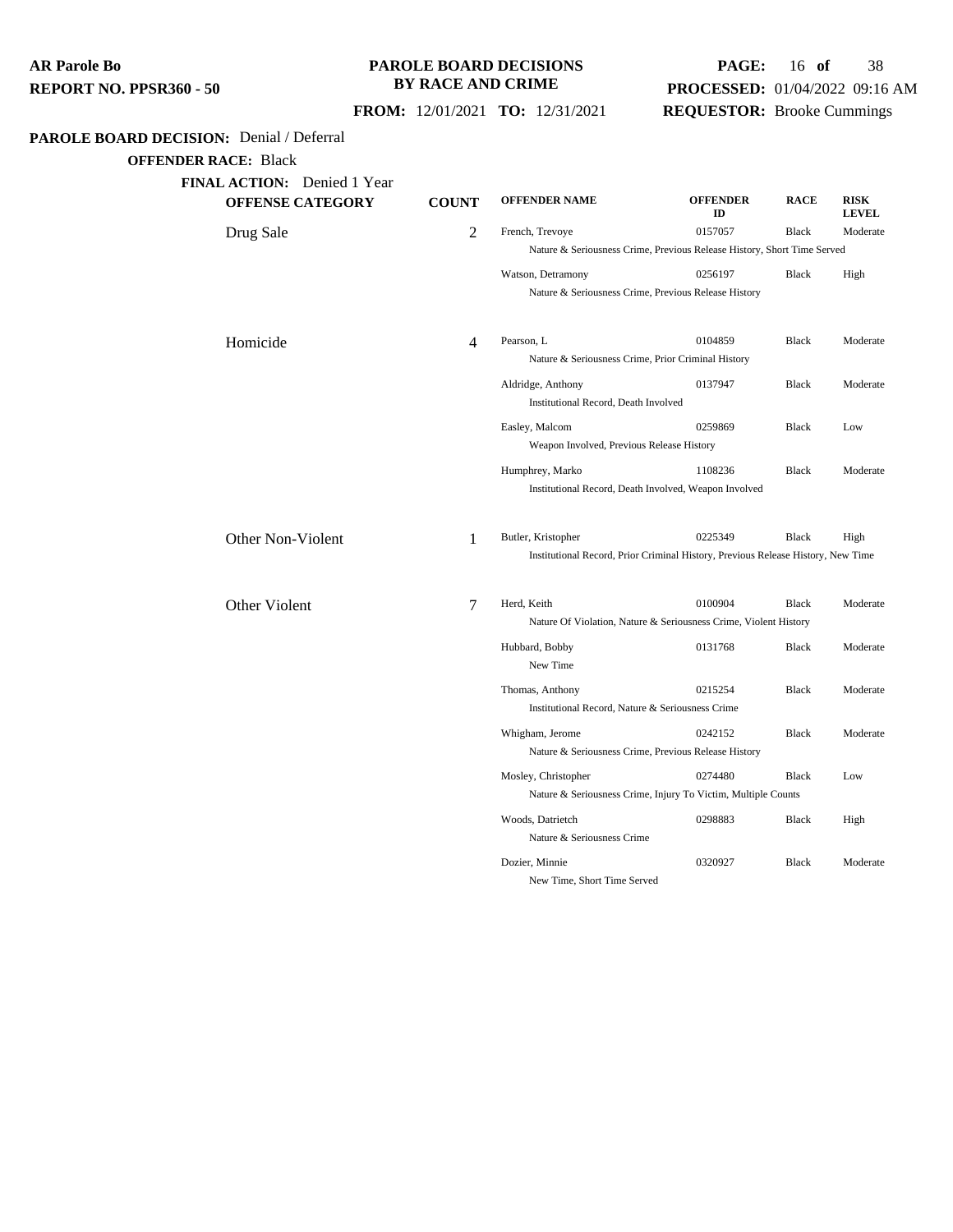**AR Parole Bo**
**REPORT NO. PPSR360 - 50**

**PAROLE BOARD DECISIONS BY RACE AND CRIME**

**FROM:** 12/01/2021 **TO:** 12/31/2021

**PROCESSED:** 01/04/2022 09:16 AM
**REQUESTOR:** Brooke Cummings

**PAROLE BOARD DECISION:** Denial / Deferral

**OFFENDER RACE:** Black

**FINAL ACTION:** Denied 1 Year

| OFFENSE CATEGORY | COUNT | OFFENDER NAME | OFFENDER ID | RACE | RISK LEVEL |
|---|---|---|---|---|---|
| Drug Sale | 2 | French, Trevoye | 0157057 | Black | Moderate |
| | | Nature & Seriousness Crime, Previous Release History, Short Time Served | | | |
| | | Watson, Detramony | 0256197 | Black | High |
| | | Nature & Seriousness Crime, Previous Release History | | | |
| Homicide | 4 | Pearson, L | 0104859 | Black | Moderate |
| | | Nature & Seriousness Crime, Prior Criminal History | | | |
| | | Aldridge, Anthony | 0137947 | Black | Moderate |
| | | Institutional Record, Death Involved | | | |
| | | Easley, Malcom | 0259869 | Black | Low |
| | | Weapon Involved, Previous Release History | | | |
| | | Humphrey, Marko | 1108236 | Black | Moderate |
| | | Institutional Record, Death Involved, Weapon Involved | | | |
| Other Non-Violent | 1 | Butler, Kristopher | 0225349 | Black | High |
| | | Institutional Record, Prior Criminal History, Previous Release History, New Time | | | |
| Other Violent | 7 | Herd, Keith | 0100904 | Black | Moderate |
| | | Nature Of Violation, Nature & Seriousness Crime, Violent History | | | |
| | | Hubbard, Bobby | 0131768 | Black | Moderate |
| | | New Time | | | |
| | | Thomas, Anthony | 0215254 | Black | Moderate |
| | | Institutional Record, Nature & Seriousness Crime | | | |
| | | Whigham, Jerome | 0242152 | Black | Moderate |
| | | Nature & Seriousness Crime, Previous Release History | | | |
| | | Mosley, Christopher | 0274480 | Black | Low |
| | | Nature & Seriousness Crime, Injury To Victim, Multiple Counts | | | |
| | | Woods, Datrietch | 0298883 | Black | High |
| | | Nature & Seriousness Crime | | | |
| | | Dozier, Minnie | 0320927 | Black | Moderate |
| | | New Time, Short Time Served | | | |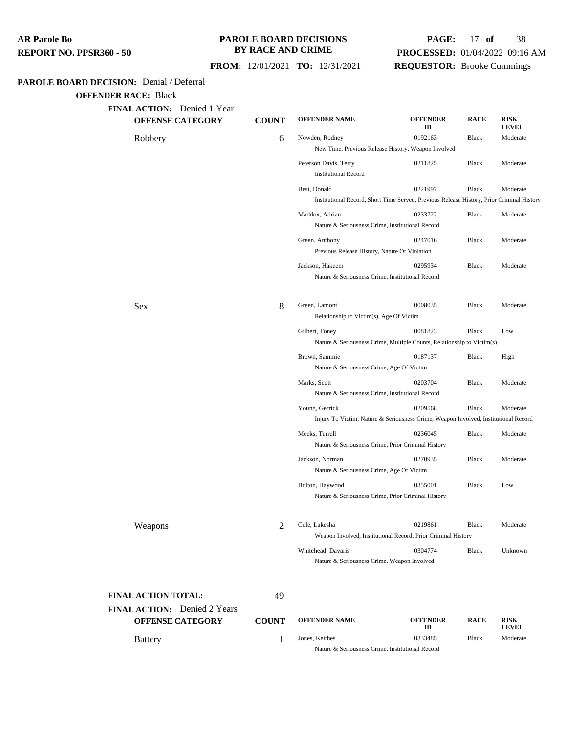**AR Parole Bo**
**REPORT NO. PPSR360 - 50**

**PAROLE BOARD DECISIONS BY RACE AND CRIME**

**FROM:** 12/01/2021 **TO:** 12/31/2021

**PROCESSED:** 01/04/2022 09:16 AM
**REQUESTOR:** Brooke Cummings

**PAROLE BOARD DECISION:** Denial / Deferral

**OFFENDER RACE:** Black

**FINAL ACTION:** Denied 1 Year

| OFFENSE CATEGORY | COUNT | OFFENDER NAME | OFFENDER ID | RACE | RISK LEVEL |
|---|---|---|---|---|---|
| Robbery | 6 | Nowden, Rodney<br>New Time, Previous Release History, Weapon Involved | 0192163 | Black | Moderate |
| | | Peterson Davis, Terry<br>Institutional Record | 0211825 | Black | Moderate |
| | | Best, Donald<br>Institutional Record, Short Time Served, Previous Release History, Prior Criminal History | 0221997 | Black | Moderate |
| | | Maddox, Adrian<br>Nature & Seriousness Crime, Institutional Record | 0233722 | Black | Moderate |
| | | Green, Anthony<br>Previous Release History, Nature Of Violation | 0247016 | Black | Moderate |
| | | Jackson, Hakeem<br>Nature & Seriousness Crime, Institutional Record | 0295934 | Black | Moderate |
| Sex | 8 | Green, Lamont<br>Relationship to Victim(s), Age Of Victim | 0008035 | Black | Moderate |
| | | Gilbert, Toney<br>Nature & Seriousness Crime, Multiple Counts, Relationship to Victim(s) | 0081823 | Black | Low |
| | | Brown, Sammie<br>Nature & Seriousness Crime, Age Of Victim | 0187137 | Black | High |
| | | Marks, Scott<br>Nature & Seriousness Crime, Institutional Record | 0203704 | Black | Moderate |
| | | Young, Gerrick<br>Injury To Victim, Nature & Seriousness Crime, Weapon Involved, Institutional Record | 0209568 | Black | Moderate |
| | | Meeks, Terrell<br>Nature & Seriousness Crime, Prior Criminal History | 0236045 | Black | Moderate |
| | | Jackson, Norman<br>Nature & Seriousness Crime, Age Of Victim | 0270935 | Black | Moderate |
| | | Bolton, Haywood<br>Nature & Seriousness Crime, Prior Criminal History | 0355001 | Black | Low |
| Weapons | 2 | Cole, Lakesha<br>Weapon Involved, Institutional Record, Prior Criminal History | 0219861 | Black | Moderate |
| | | Whitehead, Davaris<br>Nature & Seriousness Crime, Weapon Involved | 0304774 | Black | Unknown |

**FINAL ACTION TOTAL:** 49

**FINAL ACTION:** Denied 2 Years

| OFFENSE CATEGORY | COUNT | OFFENDER NAME | OFFENDER ID | RACE | RISK LEVEL |
|---|---|---|---|---|---|
| Battery | 1 | Jones, Keithes<br>Nature & Seriousness Crime, Institutional Record | 0333485 | Black | Moderate |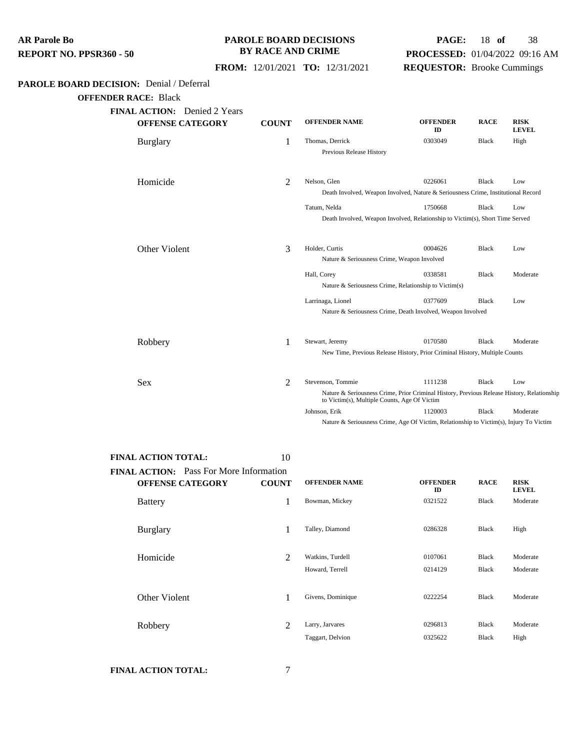**PAROLE BOARD DECISION:** Denial / Deferral

**OFFENDER RACE:** Black

**FINAL ACTION:** Denied 2 Years

| OFFENSE CATEGORY | COUNT | OFFENDER NAME | OFFENDER ID | RACE | RISK LEVEL |
|---|---|---|---|---|---|
| Burglary | 1 | Thomas, Derrick | 0303049 | Black | High |
| | | Previous Release History | | | |
| Homicide | 2 | Nelson, Glen | 0226061 | Black | Low |
| | | Death Involved, Weapon Involved, Nature & Seriousness Crime, Institutional Record | | | |
| | | Tatum, Nelda | 1750668 | Black | Low |
| | | Death Involved, Weapon Involved, Relationship to Victim(s), Short Time Served | | | |
| Other Violent | 3 | Holder, Curtis | 0004626 | Black | Low |
| | | Nature & Seriousness Crime, Weapon Involved | | | |
| | | Hall, Corey | 0338581 | Black | Moderate |
| | | Nature & Seriousness Crime, Relationship to Victim(s) | | | |
| | | Larrinaga, Lionel | 0377609 | Black | Low |
| | | Nature & Seriousness Crime, Death Involved, Weapon Involved | | | |
| Robbery | 1 | Stewart, Jeremy | 0170580 | Black | Moderate |
| | | New Time, Previous Release History, Prior Criminal History, Multiple Counts | | | |
| Sex | 2 | Stevenson, Tommie | 1111238 | Black | Low |
| | | Nature & Seriousness Crime, Prior Criminal History, Previous Release History, Relationship to Victim(s), Multiple Counts, Age Of Victim | | | |
| | | Johnson, Erik | 1120003 | Black | Moderate |
| | | Nature & Seriousness Crime, Age Of Victim, Relationship to Victim(s), Injury To Victim | | | |

**FINAL ACTION TOTAL:** 10

**FINAL ACTION:** Pass For More Information

| OFFENSE CATEGORY | COUNT | OFFENDER NAME | OFFENDER ID | RACE | RISK LEVEL |
|---|---|---|---|---|---|
| Battery | 1 | Bowman, Mickey | 0321522 | Black | Moderate |
| Burglary | 1 | Talley, Diamond | 0286328 | Black | High |
| Homicide | 2 | Watkins, Turdell | 0107061 | Black | Moderate |
| | | Howard, Terrell | 0214129 | Black | Moderate |
| Other Violent | 1 | Givens, Dominique | 0222254 | Black | Moderate |
| Robbery | 2 | Larry, Jarvares | 0296813 | Black | Moderate |
| | | Taggart, Delvion | 0325622 | Black | High |

**FINAL ACTION TOTAL:** 7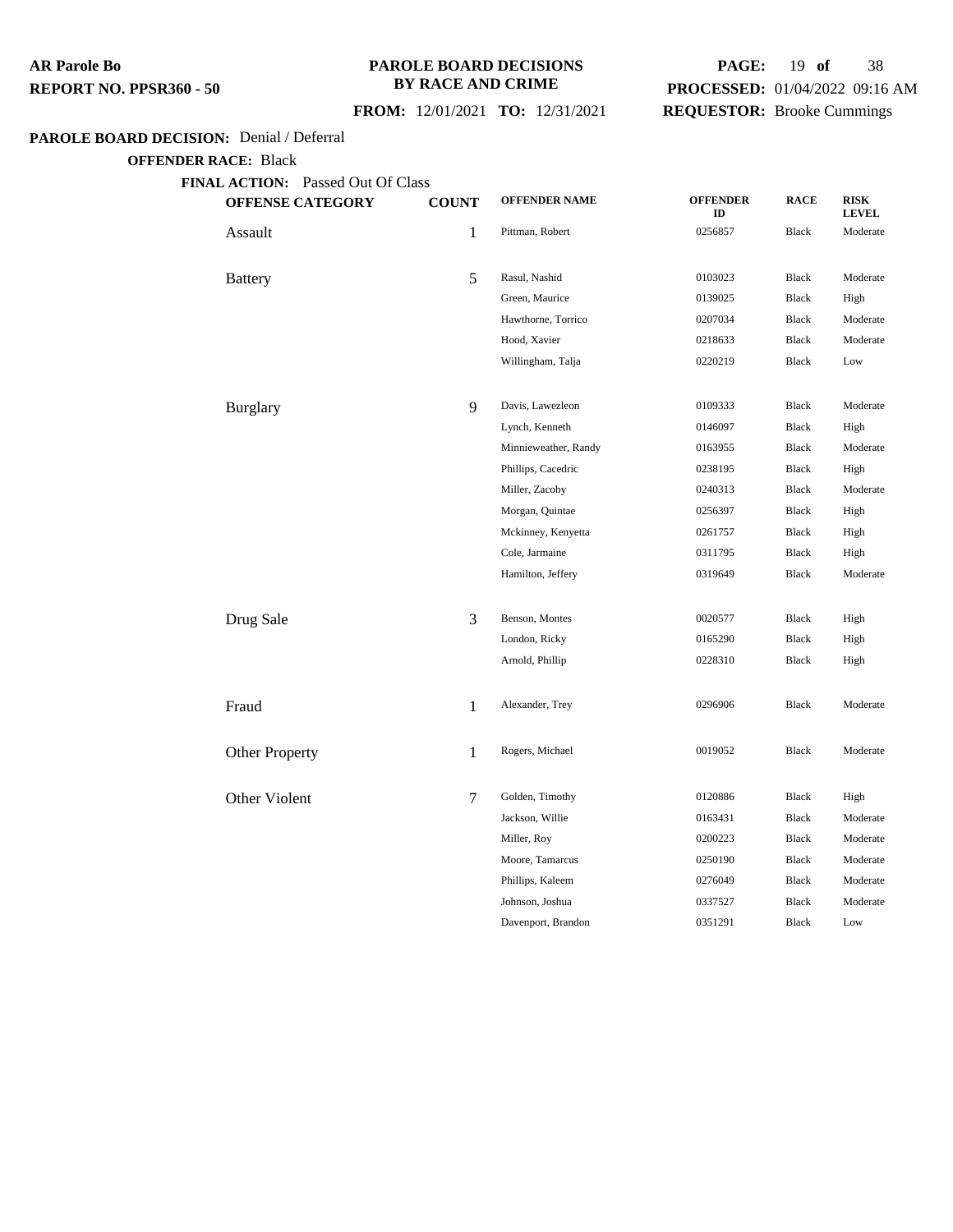**AR Parole Bo**
**REPORT NO. PPSR360 - 50**

**PAROLE BOARD DECISIONS BY RACE AND CRIME**

**FROM:** 12/01/2021 **TO:** 12/31/2021

**PROCESSED:** 01/04/2022 09:16 AM
**REQUESTOR:** Brooke Cummings

**PAROLE BOARD DECISION:** Denial / Deferral

**OFFENDER RACE:** Black

**FINAL ACTION:** Passed Out Of Class

| OFFENSE CATEGORY | COUNT | OFFENDER NAME | OFFENDER ID | RACE | RISK LEVEL |
|---|---|---|---|---|---|
| Assault | 1 | Pittman, Robert | 0256857 | Black | Moderate |
| Battery | 5 | Rasul, Nashid | 0103023 | Black | Moderate |
| | | Green, Maurice | 0139025 | Black | High |
| | | Hawthorne, Torrico | 0207034 | Black | Moderate |
| | | Hood, Xavier | 0218633 | Black | Moderate |
| | | Willingham, Talja | 0220219 | Black | Low |
| Burglary | 9 | Davis, Lawezleon | 0109333 | Black | Moderate |
| | | Lynch, Kenneth | 0146097 | Black | High |
| | | Minnieweather, Randy | 0163955 | Black | Moderate |
| | | Phillips, Cacedric | 0238195 | Black | High |
| | | Miller, Zacoby | 0240313 | Black | Moderate |
| | | Morgan, Quintae | 0256397 | Black | High |
| | | Mckinney, Kenyetta | 0261757 | Black | High |
| | | Cole, Jarmaine | 0311795 | Black | High |
| | | Hamilton, Jeffery | 0319649 | Black | Moderate |
| Drug Sale | 3 | Benson, Montes | 0020577 | Black | High |
| | | London, Ricky | 0165290 | Black | High |
| | | Arnold, Phillip | 0228310 | Black | High |
| Fraud | 1 | Alexander, Trey | 0296906 | Black | Moderate |
| Other Property | 1 | Rogers, Michael | 0019052 | Black | Moderate |
| Other Violent | 7 | Golden, Timothy | 0120886 | Black | High |
| | | Jackson, Willie | 0163431 | Black | Moderate |
| | | Miller, Roy | 0200223 | Black | Moderate |
| | | Moore, Tamarcus | 0250190 | Black | Moderate |
| | | Phillips, Kaleem | 0276049 | Black | Moderate |
| | | Johnson, Joshua | 0337527 | Black | Moderate |
| | | Davenport, Brandon | 0351291 | Black | Low |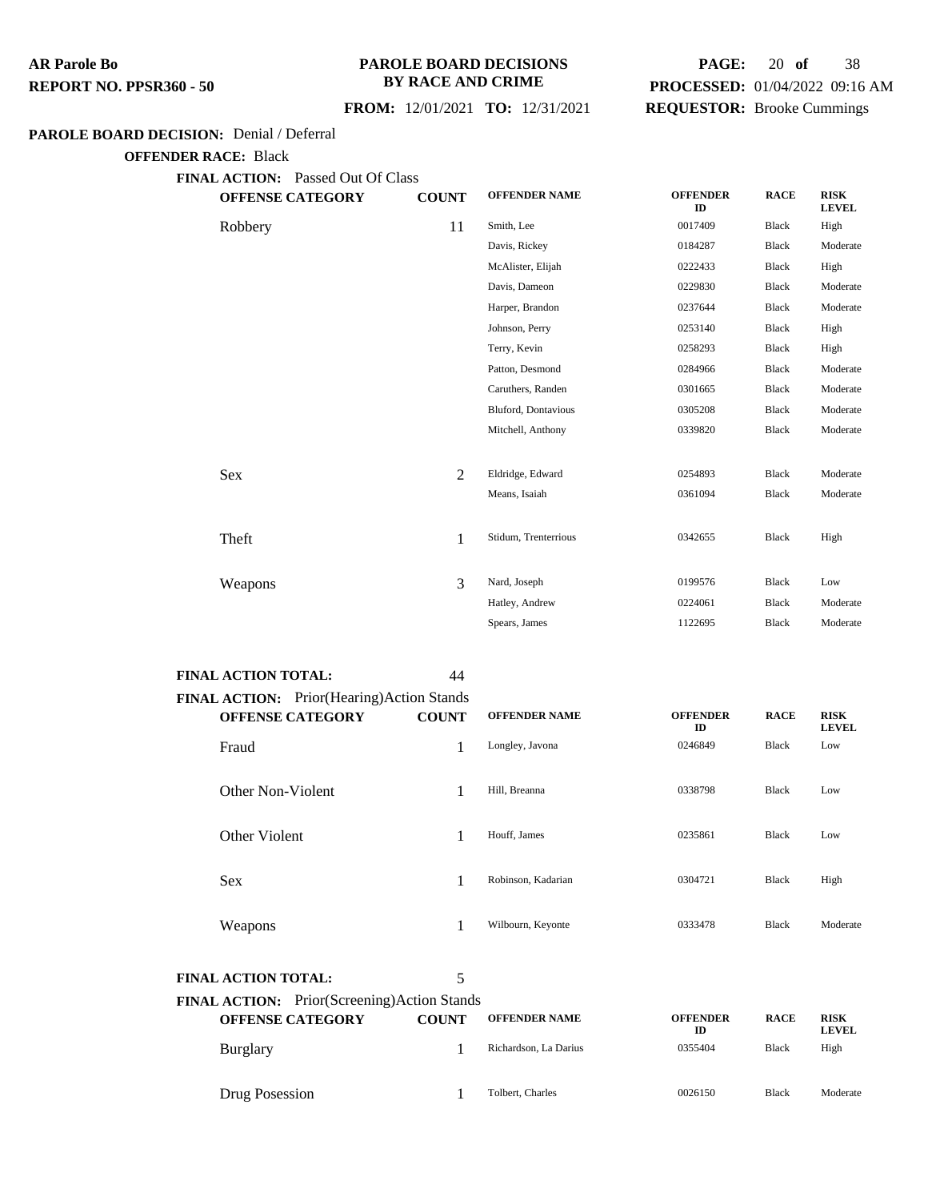**PAROLE BOARD DECISION:** Denial / Deferral

**OFFENDER RACE:** Black

**FINAL ACTION:** Passed Out Of Class

| OFFENSE CATEGORY | COUNT | OFFENDER NAME | OFFENDER ID | RACE | RISK LEVEL |
|---|---|---|---|---|---|
| Robbery | 11 | Smith, Lee | 0017409 | Black | High |
| | | Davis, Rickey | 0184287 | Black | Moderate |
| | | McAlister, Elijah | 0222433 | Black | High |
| | | Davis, Dameon | 0229830 | Black | Moderate |
| | | Harper, Brandon | 0237644 | Black | Moderate |
| | | Johnson, Perry | 0253140 | Black | High |
| | | Terry, Kevin | 0258293 | Black | High |
| | | Patton, Desmond | 0284966 | Black | Moderate |
| | | Caruthers, Randen | 0301665 | Black | Moderate |
| | | Bluford, Dontavious | 0305208 | Black | Moderate |
| | | Mitchell, Anthony | 0339820 | Black | Moderate |
| Sex | 2 | Eldridge, Edward | 0254893 | Black | Moderate |
| | | Means, Isaiah | 0361094 | Black | Moderate |
| Theft | 1 | Stidum, Trenterrious | 0342655 | Black | High |
| Weapons | 3 | Nard, Joseph | 0199576 | Black | Low |
| | | Hatley, Andrew | 0224061 | Black | Moderate |
| | | Spears, James | 1122695 | Black | Moderate |

**FINAL ACTION TOTAL:** 44

**FINAL ACTION:** Prior(Hearing)Action Stands

| OFFENSE CATEGORY | COUNT | OFFENDER NAME | OFFENDER ID | RACE | RISK LEVEL |
|---|---|---|---|---|---|
| Fraud | 1 | Longley, Javona | 0246849 | Black | Low |
| Other Non-Violent | 1 | Hill, Breanna | 0338798 | Black | Low |
| Other Violent | 1 | Houff, James | 0235861 | Black | Low |
| Sex | 1 | Robinson, Kadarian | 0304721 | Black | High |
| Weapons | 1 | Wilbourn, Keyonte | 0333478 | Black | Moderate |

**FINAL ACTION TOTAL:** 5

**FINAL ACTION:** Prior(Screening)Action Stands

| OFFENSE CATEGORY | COUNT | OFFENDER NAME | OFFENDER ID | RACE | RISK LEVEL |
|---|---|---|---|---|---|
| Burglary | 1 | Richardson, La Darius | 0355404 | Black | High |
| Drug Posession | 1 | Tolbert, Charles | 0026150 | Black | Moderate |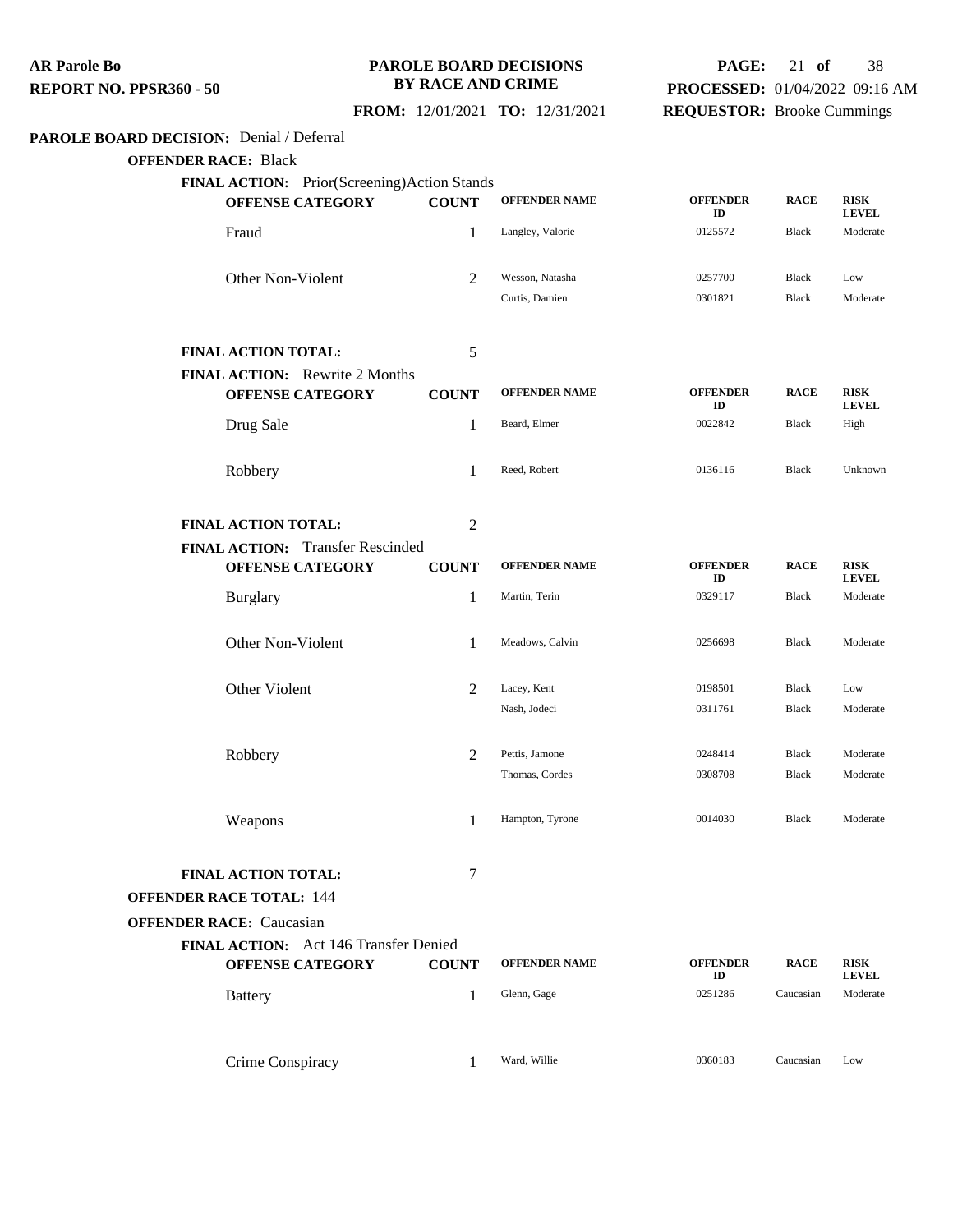**PAROLE BOARD DECISION:** Denial / Deferral

**OFFENDER RACE:** Black

**FINAL ACTION:** Prior(Screening)Action Stands

| OFFENSE CATEGORY | COUNT | OFFENDER NAME | OFFENDER ID | RACE | RISK LEVEL |
|---|---|---|---|---|---|
| Fraud | 1 | Langley, Valorie | 0125572 | Black | Moderate |
| Other Non-Violent | 2 | Wesson, Natasha | 0257700 | Black | Low |
| | | Curtis, Damien | 0301821 | Black | Moderate |

**FINAL ACTION TOTAL:** 5

**FINAL ACTION:** Rewrite 2 Months

| OFFENSE CATEGORY | COUNT | OFFENDER NAME | OFFENDER ID | RACE | RISK LEVEL |
|---|---|---|---|---|---|
| Drug Sale | 1 | Beard, Elmer | 0022842 | Black | High |
| Robbery | 1 | Reed, Robert | 0136116 | Black | Unknown |

**FINAL ACTION TOTAL:** 2

**FINAL ACTION:** Transfer Rescinded

| OFFENSE CATEGORY | COUNT | OFFENDER NAME | OFFENDER ID | RACE | RISK LEVEL |
|---|---|---|---|---|---|
| Burglary | 1 | Martin, Terin | 0329117 | Black | Moderate |
| Other Non-Violent | 1 | Meadows, Calvin | 0256698 | Black | Moderate |
| Other Violent | 2 | Lacey, Kent | 0198501 | Black | Low |
| | | Nash, Jodeci | 0311761 | Black | Moderate |
| Robbery | 2 | Pettis, Jamone | 0248414 | Black | Moderate |
| | | Thomas, Cordes | 0308708 | Black | Moderate |
| Weapons | 1 | Hampton, Tyrone | 0014030 | Black | Moderate |

**FINAL ACTION TOTAL:** 7

**OFFENDER RACE TOTAL:** 144

**OFFENDER RACE:** Caucasian

**FINAL ACTION:** Act 146 Transfer Denied

| OFFENSE CATEGORY | COUNT | OFFENDER NAME | OFFENDER ID | RACE | RISK LEVEL |
|---|---|---|---|---|---|
| Battery | 1 | Glenn, Gage | 0251286 | Caucasian | Moderate |
| Crime Conspiracy | 1 | Ward, Willie | 0360183 | Caucasian | Low |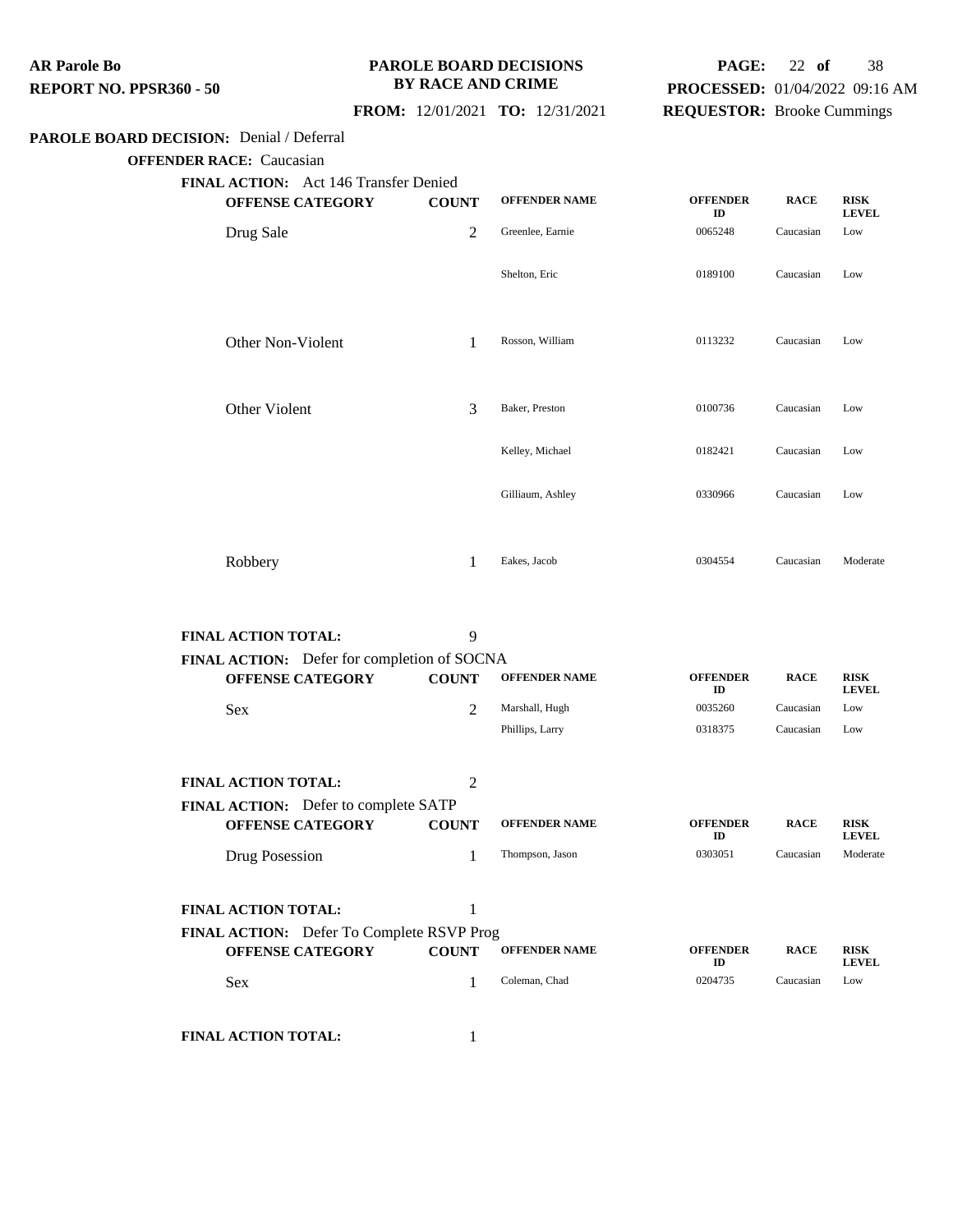**AR Parole Bo**
**REPORT NO. PPSR360 - 50**

**PAROLE BOARD DECISIONS BY RACE AND CRIME**

**FROM:** 12/01/2021 **TO:** 12/31/2021

**PROCESSED:** 01/04/2022 09:16 AM
**REQUESTOR:** Brooke Cummings

**PAROLE BOARD DECISION:** Denial / Deferral

**OFFENDER RACE:** Caucasian

**FINAL ACTION:** Act 146 Transfer Denied

| OFFENSE CATEGORY | COUNT | OFFENDER NAME | OFFENDER ID | RACE | RISK LEVEL |
|---|---|---|---|---|---|
| Drug Sale | 2 | Greenlee, Earnie | 0065248 | Caucasian | Low |
| | | Shelton, Eric | 0189100 | Caucasian | Low |
| Other Non-Violent | 1 | Rosson, William | 0113232 | Caucasian | Low |
| Other Violent | 3 | Baker, Preston | 0100736 | Caucasian | Low |
| | | Kelley, Michael | 0182421 | Caucasian | Low |
| | | Gilliaum, Ashley | 0330966 | Caucasian | Low |
| Robbery | 1 | Eakes, Jacob | 0304554 | Caucasian | Moderate |

**FINAL ACTION TOTAL:** 9

**FINAL ACTION:** Defer for completion of SOCNA

| OFFENSE CATEGORY | COUNT | OFFENDER NAME | OFFENDER ID | RACE | RISK LEVEL |
|---|---|---|---|---|---|
| Sex | 2 | Marshall, Hugh | 0035260 | Caucasian | Low |
| | | Phillips, Larry | 0318375 | Caucasian | Low |

**FINAL ACTION TOTAL:** 2

**FINAL ACTION:** Defer to complete SATP

| OFFENSE CATEGORY | COUNT | OFFENDER NAME | OFFENDER ID | RACE | RISK LEVEL |
|---|---|---|---|---|---|
| Drug Posession | 1 | Thompson, Jason | 0303051 | Caucasian | Moderate |

**FINAL ACTION TOTAL:** 1

**FINAL ACTION:** Defer To Complete RSVP Prog

| OFFENSE CATEGORY | COUNT | OFFENDER NAME | OFFENDER ID | RACE | RISK LEVEL |
|---|---|---|---|---|---|
| Sex | 1 | Coleman, Chad | 0204735 | Caucasian | Low |

**FINAL ACTION TOTAL:** 1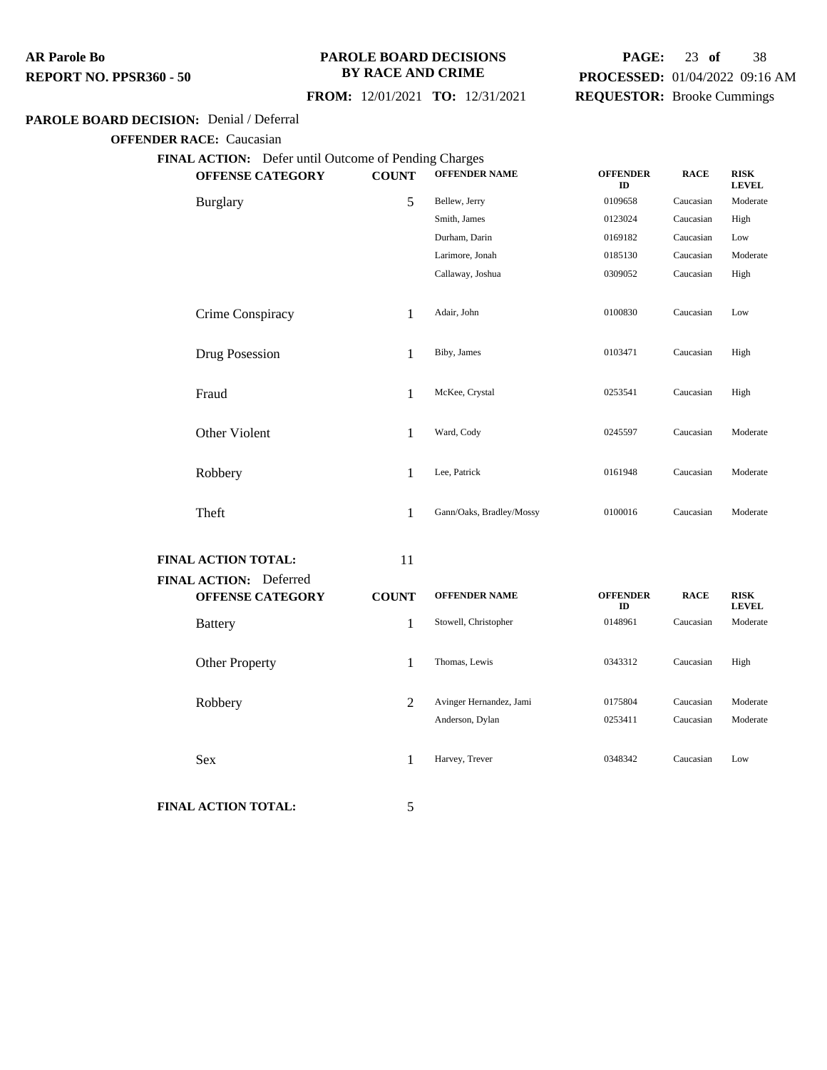**AR Parole Bo**
**REPORT NO. PPSR360 - 50**

**PAROLE BOARD DECISIONS BY RACE AND CRIME**

**FROM:** 12/01/2021 **TO:** 12/31/2021

**PROCESSED:** 01/04/2022 09:16 AM
**REQUESTOR:** Brooke Cummings

**PAROLE BOARD DECISION:** Denial / Deferral

**OFFENDER RACE:** Caucasian

**FINAL ACTION:** Defer until Outcome of Pending Charges

| OFFENSE CATEGORY | COUNT | OFFENDER NAME | OFFENDER ID | RACE | RISK LEVEL |
|---|---|---|---|---|---|
| Burglary | 5 | Bellew, Jerry | 0109658 | Caucasian | Moderate |
| | | Smith, James | 0123024 | Caucasian | High |
| | | Durham, Darin | 0169182 | Caucasian | Low |
| | | Larimore, Jonah | 0185130 | Caucasian | Moderate |
| | | Callaway, Joshua | 0309052 | Caucasian | High |
| Crime Conspiracy | 1 | Adair, John | 0100830 | Caucasian | Low |
| Drug Posession | 1 | Biby, James | 0103471 | Caucasian | High |
| Fraud | 1 | McKee, Crystal | 0253541 | Caucasian | High |
| Other Violent | 1 | Ward, Cody | 0245597 | Caucasian | Moderate |
| Robbery | 1 | Lee, Patrick | 0161948 | Caucasian | Moderate |
| Theft | 1 | Gann/Oaks, Bradley/Mossy | 0100016 | Caucasian | Moderate |

**FINAL ACTION TOTAL:** 11

**FINAL ACTION:** Deferred

| OFFENSE CATEGORY | COUNT | OFFENDER NAME | OFFENDER ID | RACE | RISK LEVEL |
|---|---|---|---|---|---|
| Battery | 1 | Stowell, Christopher | 0148961 | Caucasian | Moderate |
| Other Property | 1 | Thomas, Lewis | 0343312 | Caucasian | High |
| Robbery | 2 | Avinger Hernandez, Jami | 0175804 | Caucasian | Moderate |
| | | Anderson, Dylan | 0253411 | Caucasian | Moderate |
| Sex | 1 | Harvey, Trever | 0348342 | Caucasian | Low |

**FINAL ACTION TOTAL:** 5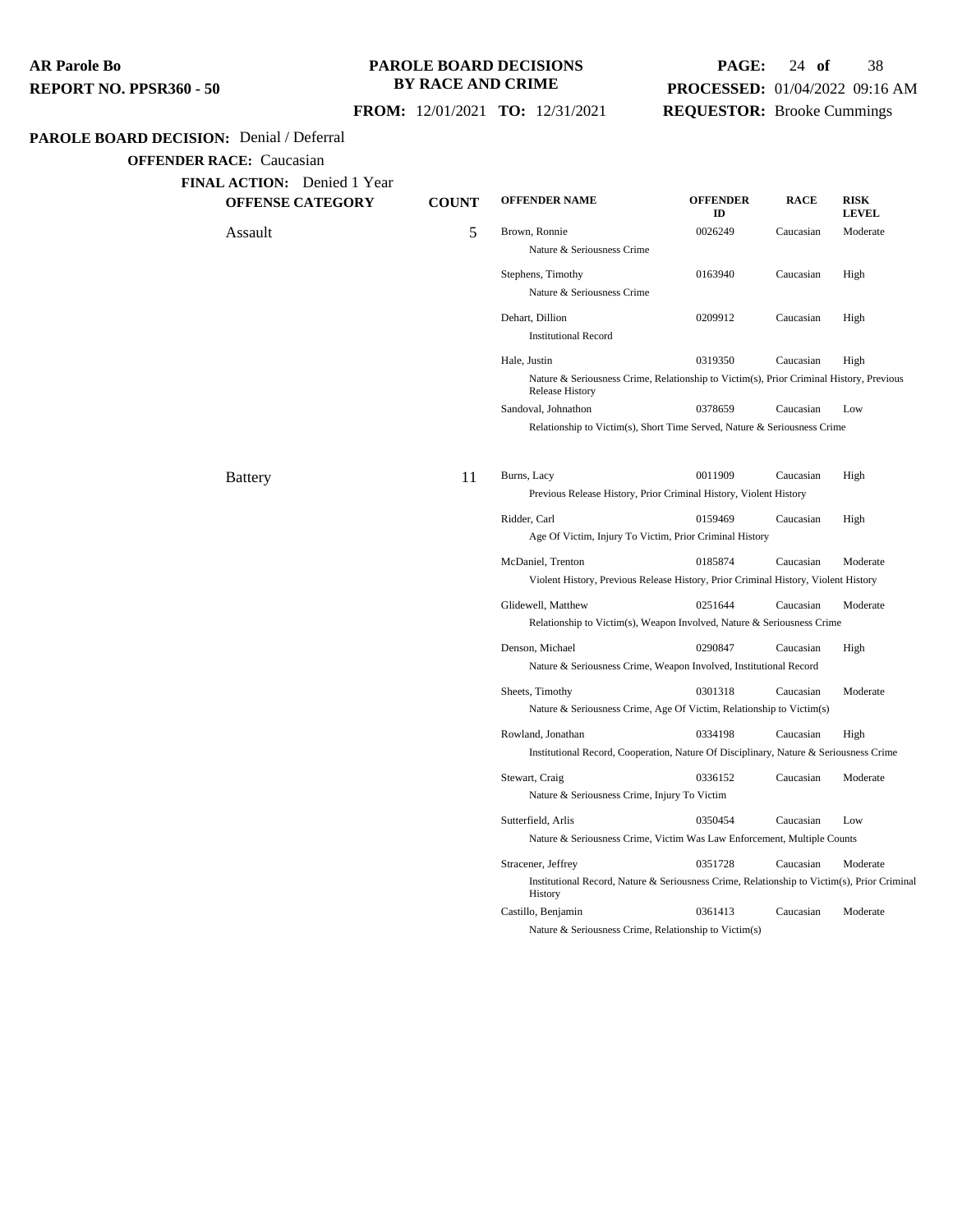**AR Parole Bo**
**REPORT NO. PPSR360 - 50**

**PAROLE BOARD DECISIONS BY RACE AND CRIME**

**FROM:** 12/01/2021 **TO:** 12/31/2021

**PROCESSED:** 01/04/2022 09:16 AM
**REQUESTOR:** Brooke Cummings

**PAROLE BOARD DECISION:** Denial / Deferral

**OFFENDER RACE:** Caucasian

**FINAL ACTION:** Denied 1 Year

| OFFENSE CATEGORY | COUNT | OFFENDER NAME | OFFENDER ID | RACE | RISK LEVEL |
|---|---|---|---|---|---|
| Assault | 5 | Brown, Ronnie | 0026249 | Caucasian | Moderate |
| | | Nature & Seriousness Crime | | | |
| | | Stephens, Timothy | 0163940 | Caucasian | High |
| | | Nature & Seriousness Crime | | | |
| | | Dehart, Dillion | 0209912 | Caucasian | High |
| | | Institutional Record | | | |
| | | Hale, Justin | 0319350 | Caucasian | High |
| | | Nature & Seriousness Crime, Relationship to Victim(s), Prior Criminal History, Previous Release History | | | |
| | | Sandoval, Johnathon | 0378659 | Caucasian | Low |
| | | Relationship to Victim(s), Short Time Served, Nature & Seriousness Crime | | | |
| Battery | 11 | Burns, Lacy | 0011909 | Caucasian | High |
| | | Previous Release History, Prior Criminal History, Violent History | | | |
| | | Ridder, Carl | 0159469 | Caucasian | High |
| | | Age Of Victim, Injury To Victim, Prior Criminal History | | | |
| | | McDaniel, Trenton | 0185874 | Caucasian | Moderate |
| | | Violent History, Previous Release History, Prior Criminal History, Violent History | | | |
| | | Glidewell, Matthew | 0251644 | Caucasian | Moderate |
| | | Relationship to Victim(s), Weapon Involved, Nature & Seriousness Crime | | | |
| | | Denson, Michael | 0290847 | Caucasian | High |
| | | Nature & Seriousness Crime, Weapon Involved, Institutional Record | | | |
| | | Sheets, Timothy | 0301318 | Caucasian | Moderate |
| | | Nature & Seriousness Crime, Age Of Victim, Relationship to Victim(s) | | | |
| | | Rowland, Jonathan | 0334198 | Caucasian | High |
| | | Institutional Record, Cooperation, Nature Of Disciplinary, Nature & Seriousness Crime | | | |
| | | Stewart, Craig | 0336152 | Caucasian | Moderate |
| | | Nature & Seriousness Crime, Injury To Victim | | | |
| | | Sutterfield, Arlis | 0350454 | Caucasian | Low |
| | | Nature & Seriousness Crime, Victim Was Law Enforcement, Multiple Counts | | | |
| | | Stracener, Jeffrey | 0351728 | Caucasian | Moderate |
| | | Institutional Record, Nature & Seriousness Crime, Relationship to Victim(s), Prior Criminal History | | | |
| | | Castillo, Benjamin | 0361413 | Caucasian | Moderate |
| | | Nature & Seriousness Crime, Relationship to Victim(s) | | | |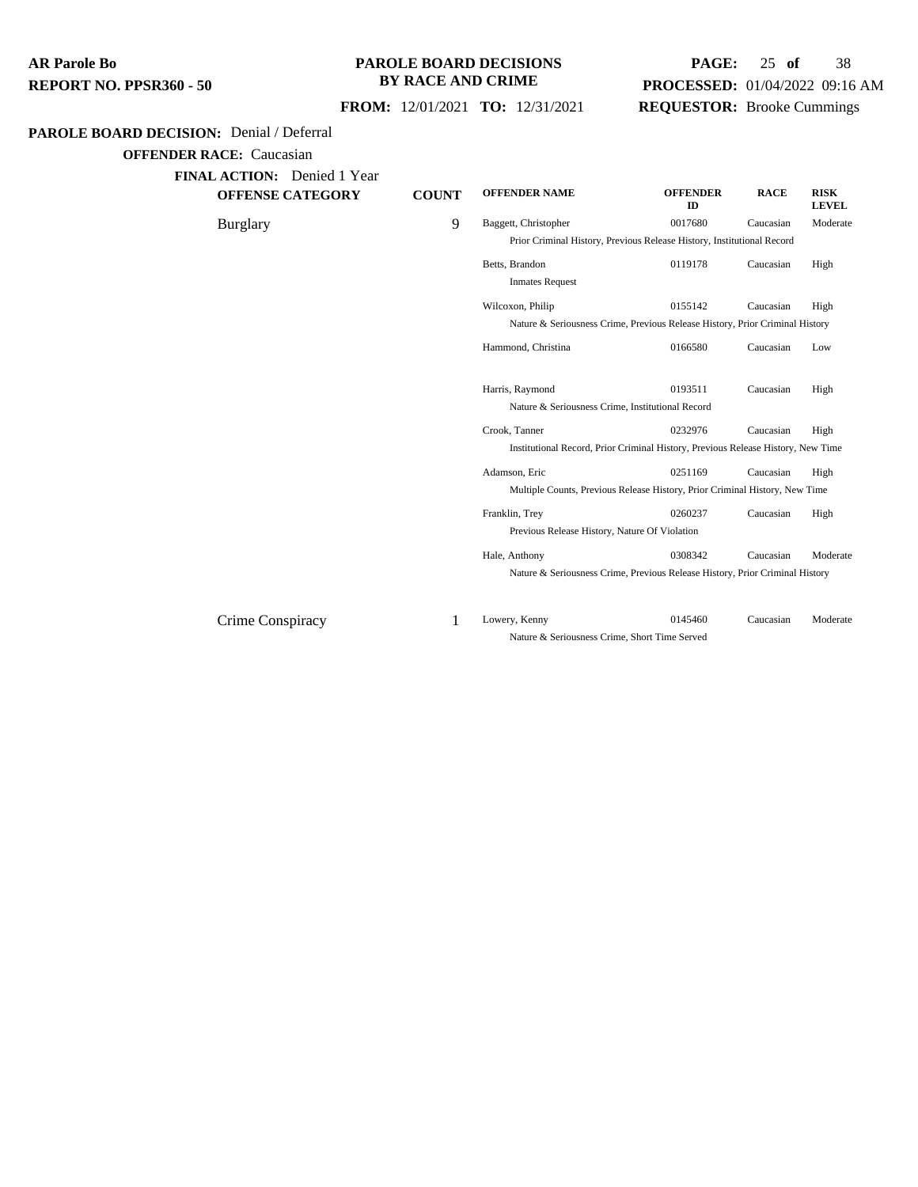**AR Parole Bo**
**REPORT NO. PPSR360 - 50**

**PAROLE BOARD DECISIONS BY RACE AND CRIME**

**FROM:** 12/01/2021 **TO:** 12/31/2021

**PROCESSED:** 01/04/2022 09:16 AM
**REQUESTOR:** Brooke Cummings

**PAROLE BOARD DECISION:** Denial / Deferral

**OFFENDER RACE:** Caucasian

**FINAL ACTION:** Denied 1 Year

| OFFENSE CATEGORY | COUNT | OFFENDER NAME | OFFENDER ID | RACE | RISK LEVEL |
|---|---|---|---|---|---|
| Burglary | 9 | Baggett, Christopher | 0017680 | Caucasian | Moderate |
| | | Prior Criminal History, Previous Release History, Institutional Record | | | |
| | | Betts, Brandon | 0119178 | Caucasian | High |
| | | Inmates Request | | | |
| | | Wilcoxon, Philip | 0155142 | Caucasian | High |
| | | Nature & Seriousness Crime, Previous Release History, Prior Criminal History | | | |
| | | Hammond, Christina | 0166580 | Caucasian | Low |
| | | Harris, Raymond | 0193511 | Caucasian | High |
| | | Nature & Seriousness Crime, Institutional Record | | | |
| | | Crook, Tanner | 0232976 | Caucasian | High |
| | | Institutional Record, Prior Criminal History, Previous Release History, New Time | | | |
| | | Adamson, Eric | 0251169 | Caucasian | High |
| | | Multiple Counts, Previous Release History, Prior Criminal History, New Time | | | |
| | | Franklin, Trey | 0260237 | Caucasian | High |
| | | Previous Release History, Nature Of Violation | | | |
| | | Hale, Anthony | 0308342 | Caucasian | Moderate |
| | | Nature & Seriousness Crime, Previous Release History, Prior Criminal History | | | |
| Crime Conspiracy | 1 | Lowery, Kenny | 0145460 | Caucasian | Moderate |
| | | Nature & Seriousness Crime, Short Time Served | | | |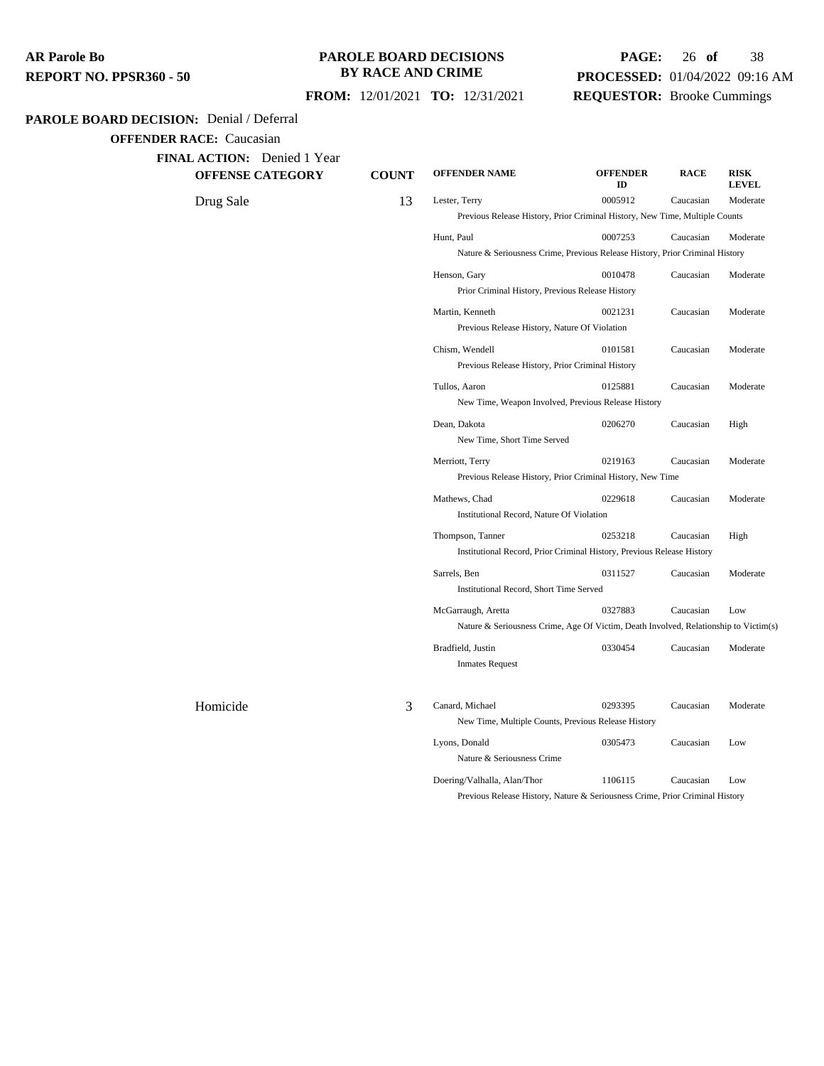**PAROLE BOARD DECISION:** Denial / Deferral

**OFFENDER RACE:** Caucasian

**FINAL ACTION:** Denied 1 Year

| OFFENSE CATEGORY | COUNT | OFFENDER NAME | OFFENDER ID | RACE | RISK LEVEL |
|---|---|---|---|---|---|
| Drug Sale | 13 | Lester, Terry | 0005912 | Caucasian | Moderate |
| | | Previous Release History, Prior Criminal History, New Time, Multiple Counts | | | |
| | | Hunt, Paul | 0007253 | Caucasian | Moderate |
| | | Nature & Seriousness Crime, Previous Release History, Prior Criminal History | | | |
| | | Henson, Gary | 0010478 | Caucasian | Moderate |
| | | Prior Criminal History, Previous Release History | | | |
| | | Martin, Kenneth | 0021231 | Caucasian | Moderate |
| | | Previous Release History, Nature Of Violation | | | |
| | | Chism, Wendell | 0101581 | Caucasian | Moderate |
| | | Previous Release History, Prior Criminal History | | | |
| | | Tullos, Aaron | 0125881 | Caucasian | Moderate |
| | | New Time, Weapon Involved, Previous Release History | | | |
| | | Dean, Dakota | 0206270 | Caucasian | High |
| | | New Time, Short Time Served | | | |
| | | Merriott, Terry | 0219163 | Caucasian | Moderate |
| | | Previous Release History, Prior Criminal History, New Time | | | |
| | | Mathews, Chad | 0229618 | Caucasian | Moderate |
| | | Institutional Record, Nature Of Violation | | | |
| | | Thompson, Tanner | 0253218 | Caucasian | High |
| | | Institutional Record, Prior Criminal History, Previous Release History | | | |
| | | Sarrels, Ben | 0311527 | Caucasian | Moderate |
| | | Institutional Record, Short Time Served | | | |
| | | McGarraugh, Aretta | 0327883 | Caucasian | Low |
| | | Nature & Seriousness Crime, Age Of Victim, Death Involved, Relationship to Victim(s) | | | |
| | | Bradfield, Justin | 0330454 | Caucasian | Moderate |
| | | Inmates Request | | | |
| Homicide | 3 | Canard, Michael | 0293395 | Caucasian | Moderate |
| | | New Time, Multiple Counts, Previous Release History | | | |
| | | Lyons, Donald | 0305473 | Caucasian | Low |
| | | Nature & Seriousness Crime | | | |
| | | Doering/Valhalla, Alan/Thor | 1106115 | Caucasian | Low |
| | | Previous Release History, Nature & Seriousness Crime, Prior Criminal History | | | |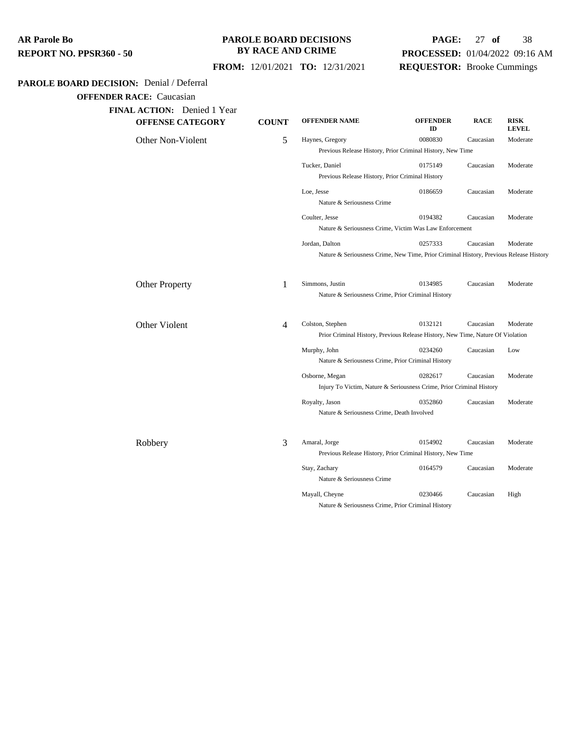**AR Parole Bo**
**REPORT NO. PPSR360 - 50**

**PAROLE BOARD DECISIONS BY RACE AND CRIME**

**FROM:** 12/01/2021 **TO:** 12/31/2021

**PROCESSED:** 01/04/2022 09:16 AM
**REQUESTOR:** Brooke Cummings

**PAROLE BOARD DECISION:** Denial / Deferral

**OFFENDER RACE:** Caucasian

**FINAL ACTION:** Denied 1 Year

| OFFENSE CATEGORY | COUNT | OFFENDER NAME | OFFENDER ID | RACE | RISK LEVEL |
|---|---|---|---|---|---|
| Other Non-Violent | 5 | Haynes, Gregory<br>Previous Release History, Prior Criminal History, New Time | 0080830 | Caucasian | Moderate |
| | | Tucker, Daniel<br>Previous Release History, Prior Criminal History | 0175149 | Caucasian | Moderate |
| | | Loe, Jesse<br>Nature & Seriousness Crime | 0186659 | Caucasian | Moderate |
| | | Coulter, Jesse<br>Nature & Seriousness Crime, Victim Was Law Enforcement | 0194382 | Caucasian | Moderate |
| | | Jordan, Dalton<br>Nature & Seriousness Crime, New Time, Prior Criminal History, Previous Release History | 0257333 | Caucasian | Moderate |
| Other Property | 1 | Simmons, Justin<br>Nature & Seriousness Crime, Prior Criminal History | 0134985 | Caucasian | Moderate |
| Other Violent | 4 | Colston, Stephen<br>Prior Criminal History, Previous Release History, New Time, Nature Of Violation | 0132121 | Caucasian | Moderate |
| | | Murphy, John<br>Nature & Seriousness Crime, Prior Criminal History | 0234260 | Caucasian | Low |
| | | Osborne, Megan<br>Injury To Victim, Nature & Seriousness Crime, Prior Criminal History | 0282617 | Caucasian | Moderate |
| | | Royalty, Jason<br>Nature & Seriousness Crime, Death Involved | 0352860 | Caucasian | Moderate |
| Robbery | 3 | Amaral, Jorge<br>Previous Release History, Prior Criminal History, New Time | 0154902 | Caucasian | Moderate |
| | | Stay, Zachary<br>Nature & Seriousness Crime | 0164579 | Caucasian | Moderate |
| | | Mayall, Cheyne<br>Nature & Seriousness Crime, Prior Criminal History | 0230466 | Caucasian | High |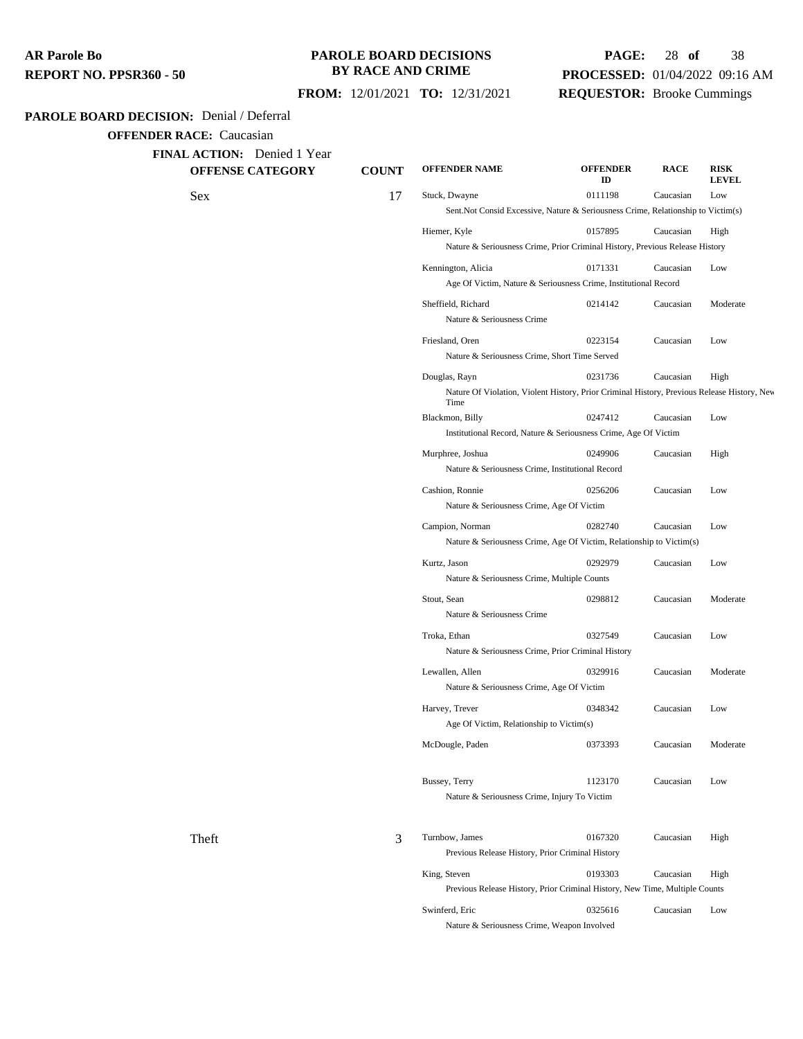**AR Parole Bo**
**REPORT NO. PPSR360 - 50**

**PAROLE BOARD DECISIONS BY RACE AND CRIME**

**FROM:** 12/01/2021 **TO:** 12/31/2021

**PROCESSED:** 01/04/2022 09:16 AM
**REQUESTOR:** Brooke Cummings

**PAROLE BOARD DECISION:** Denial / Deferral

**OFFENDER RACE:** Caucasian

**FINAL ACTION:** Denied 1 Year

| OFFENSE CATEGORY | COUNT | OFFENDER NAME | OFFENDER ID | RACE | RISK LEVEL |
|---|---|---|---|---|---|
| Sex | 17 | Stuck, Dwayne | 0111198 | Caucasian | Low |
| | | Sent.Not Consid Excessive, Nature & Seriousness Crime, Relationship to Victim(s) | | | |
| | | Hiemer, Kyle | 0157895 | Caucasian | High |
| | | Nature & Seriousness Crime, Prior Criminal History, Previous Release History | | | |
| | | Kennington, Alicia | 0171331 | Caucasian | Low |
| | | Age Of Victim, Nature & Seriousness Crime, Institutional Record | | | |
| | | Sheffield, Richard | 0214142 | Caucasian | Moderate |
| | | Nature & Seriousness Crime | | | |
| | | Friesland, Oren | 0223154 | Caucasian | Low |
| | | Nature & Seriousness Crime, Short Time Served | | | |
| | | Douglas, Rayn | 0231736 | Caucasian | High |
| | | Nature Of Violation, Violent History, Prior Criminal History, Previous Release History, New Time | | | |
| | | Blackmon, Billy | 0247412 | Caucasian | Low |
| | | Institutional Record, Nature & Seriousness Crime, Age Of Victim | | | |
| | | Murphree, Joshua | 0249906 | Caucasian | High |
| | | Nature & Seriousness Crime, Institutional Record | | | |
| | | Cashion, Ronnie | 0256206 | Caucasian | Low |
| | | Nature & Seriousness Crime, Age Of Victim | | | |
| | | Campion, Norman | 0282740 | Caucasian | Low |
| | | Nature & Seriousness Crime, Age Of Victim, Relationship to Victim(s) | | | |
| | | Kurtz, Jason | 0292979 | Caucasian | Low |
| | | Nature & Seriousness Crime, Multiple Counts | | | |
| | | Stout, Sean | 0298812 | Caucasian | Moderate |
| | | Nature & Seriousness Crime | | | |
| | | Troka, Ethan | 0327549 | Caucasian | Low |
| | | Nature & Seriousness Crime, Prior Criminal History | | | |
| | | Lewallen, Allen | 0329916 | Caucasian | Moderate |
| | | Nature & Seriousness Crime, Age Of Victim | | | |
| | | Harvey, Trever | 0348342 | Caucasian | Low |
| | | Age Of Victim, Relationship to Victim(s) | | | |
| | | McDougle, Paden | 0373393 | Caucasian | Moderate |
| | | Bussey, Terry | 1123170 | Caucasian | Low |
| | | Nature & Seriousness Crime, Injury To Victim | | | |
| Theft | 3 | Turnbow, James | 0167320 | Caucasian | High |
| | | Previous Release History, Prior Criminal History | | | |
| | | King, Steven | 0193303 | Caucasian | High |
| | | Previous Release History, Prior Criminal History, New Time, Multiple Counts | | | |
| | | Swinferd, Eric | 0325616 | Caucasian | Low |
| | | Nature & Seriousness Crime, Weapon Involved | | | |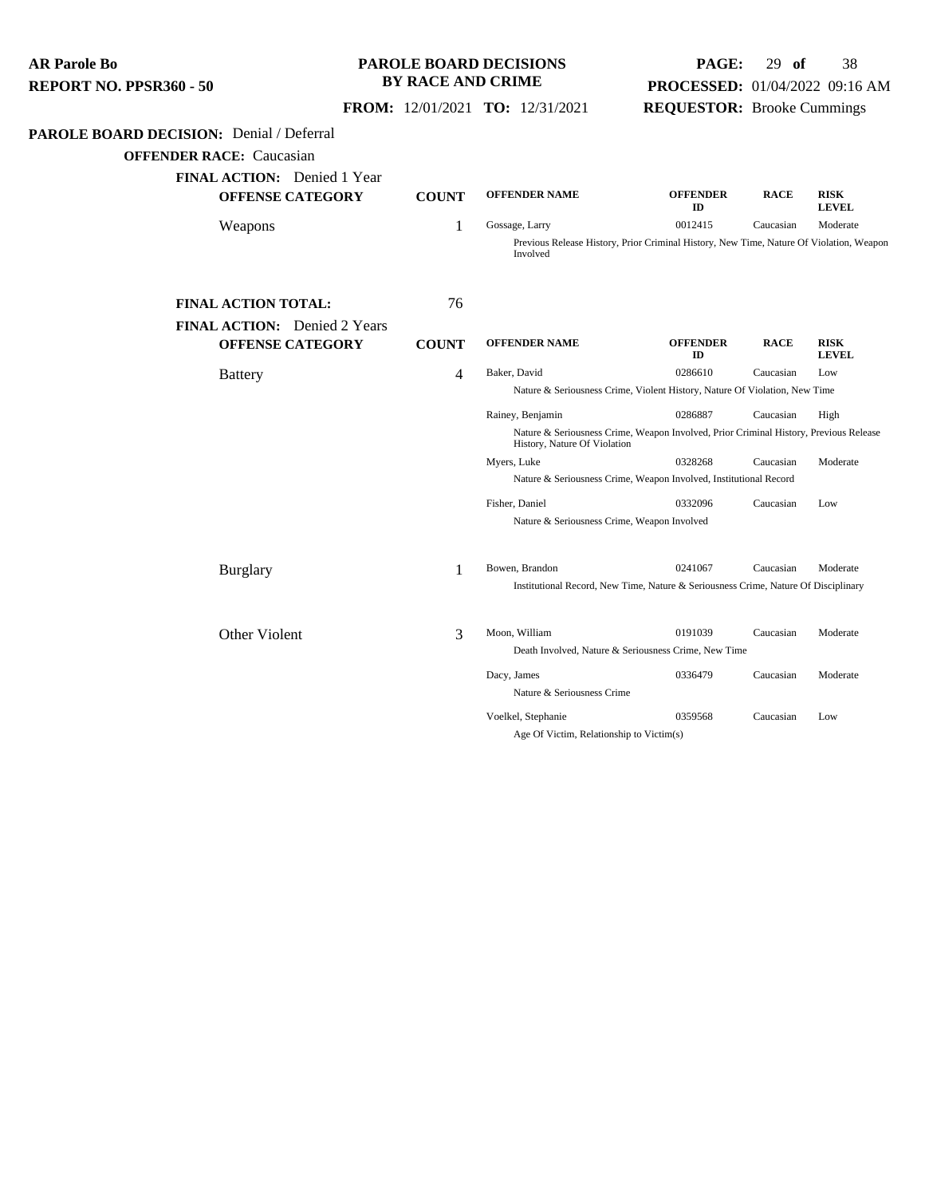**AR Parole Bo**
**REPORT NO. PPSR360 - 50**

**PAROLE BOARD DECISIONS BY RACE AND CRIME**

**FROM:** 12/01/2021 **TO:** 12/31/2021

**PROCESSED:** 01/04/2022 09:16 AM
**REQUESTOR:** Brooke Cummings

**PAROLE BOARD DECISION:** Denial / Deferral

**OFFENDER RACE:** Caucasian

**FINAL ACTION:** Denied 1 Year

| OFFENSE CATEGORY | COUNT | OFFENDER NAME | OFFENDER ID | RACE | RISK LEVEL |
|---|---|---|---|---|---|
| Weapons | 1 | Gossage, Larry | 0012415 | Caucasian | Moderate |
| | | Previous Release History, Prior Criminal History, New Time, Nature Of Violation, Weapon Involved | | | |

**FINAL ACTION TOTAL:** 76

**FINAL ACTION:** Denied 2 Years

| OFFENSE CATEGORY | COUNT | OFFENDER NAME | OFFENDER ID | RACE | RISK LEVEL |
|---|---|---|---|---|---|
| Battery | 4 | Baker, David | 0286610 | Caucasian | Low |
| | | Nature & Seriousness Crime, Violent History, Nature Of Violation, New Time | | | |
| | | Rainey, Benjamin | 0286887 | Caucasian | High |
| | | Nature & Seriousness Crime, Weapon Involved, Prior Criminal History, Previous Release History, Nature Of Violation | | | |
| | | Myers, Luke | 0328268 | Caucasian | Moderate |
| | | Nature & Seriousness Crime, Weapon Involved, Institutional Record | | | |
| | | Fisher, Daniel | 0332096 | Caucasian | Low |
| | | Nature & Seriousness Crime, Weapon Involved | | | |
| Burglary | 1 | Bowen, Brandon | 0241067 | Caucasian | Moderate |
| | | Institutional Record, New Time, Nature & Seriousness Crime, Nature Of Disciplinary | | | |
| Other Violent | 3 | Moon, William | 0191039 | Caucasian | Moderate |
| | | Death Involved, Nature & Seriousness Crime, New Time | | | |
| | | Dacy, James | 0336479 | Caucasian | Moderate |
| | | Nature & Seriousness Crime | | | |
| | | Voelkel, Stephanie | 0359568 | Caucasian | Low |
| | | Age Of Victim, Relationship to Victim(s) | | | |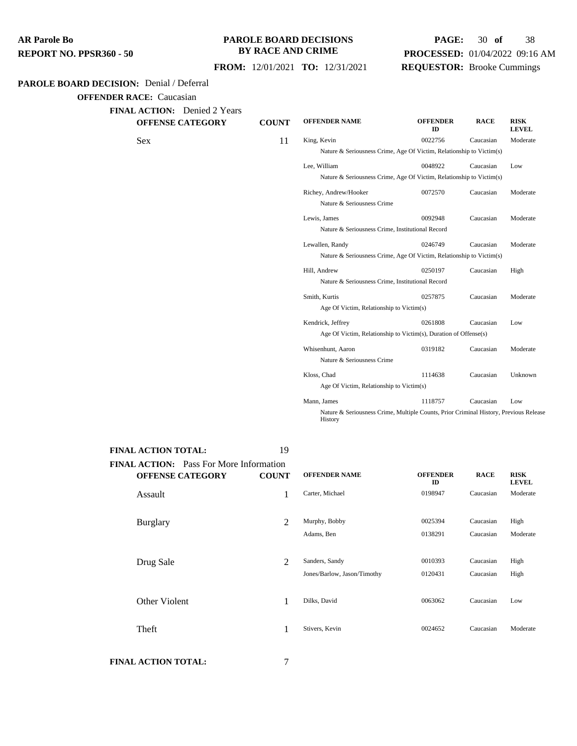**AR Parole Bo**
**REPORT NO. PPSR360 - 50**

**PAROLE BOARD DECISIONS BY RACE AND CRIME**

**FROM:** 12/01/2021 **TO:** 12/31/2021

**PROCESSED:** 01/04/2022 09:16 AM
**REQUESTOR:** Brooke Cummings

**PAROLE BOARD DECISION:** Denial / Deferral

**OFFENDER RACE:** Caucasian

**FINAL ACTION:** Denied 2 Years

| OFFENSE CATEGORY | COUNT | OFFENDER NAME | OFFENDER ID | RACE | RISK LEVEL |
|---|---|---|---|---|---|
| Sex | 11 | King, Kevin | 0022756 | Caucasian | Moderate |
| | | Nature & Seriousness Crime, Age Of Victim, Relationship to Victim(s) | | | |
| | | Lee, William | 0048922 | Caucasian | Low |
| | | Nature & Seriousness Crime, Age Of Victim, Relationship to Victim(s) | | | |
| | | Richey, Andrew/Hooker | 0072570 | Caucasian | Moderate |
| | | Nature & Seriousness Crime | | | |
| | | Lewis, James | 0092948 | Caucasian | Moderate |
| | | Nature & Seriousness Crime, Institutional Record | | | |
| | | Lewallen, Randy | 0246749 | Caucasian | Moderate |
| | | Nature & Seriousness Crime, Age Of Victim, Relationship to Victim(s) | | | |
| | | Hill, Andrew | 0250197 | Caucasian | High |
| | | Nature & Seriousness Crime, Institutional Record | | | |
| | | Smith, Kurtis | 0257875 | Caucasian | Moderate |
| | | Age Of Victim, Relationship to Victim(s) | | | |
| | | Kendrick, Jeffrey | 0261808 | Caucasian | Low |
| | | Age Of Victim, Relationship to Victim(s), Duration of Offense(s) | | | |
| | | Whisenhunt, Aaron | 0319182 | Caucasian | Moderate |
| | | Nature & Seriousness Crime | | | |
| | | Kloss, Chad | 1114638 | Caucasian | Unknown |
| | | Age Of Victim, Relationship to Victim(s) | | | |
| | | Mann, James | 1118757 | Caucasian | Low |
| | | Nature & Seriousness Crime, Multiple Counts, Prior Criminal History, Previous Release History | | | |

**FINAL ACTION TOTAL:** 19

**FINAL ACTION:** Pass For More Information

| OFFENSE CATEGORY | COUNT | OFFENDER NAME | OFFENDER ID | RACE | RISK LEVEL |
|---|---|---|---|---|---|
| Assault | 1 | Carter, Michael | 0198947 | Caucasian | Moderate |
| Burglary | 2 | Murphy, Bobby | 0025394 | Caucasian | High |
| | | Adams, Ben | 0138291 | Caucasian | Moderate |
| Drug Sale | 2 | Sanders, Sandy | 0010393 | Caucasian | High |
| | | Jones/Barlow, Jason/Timothy | 0120431 | Caucasian | High |
| Other Violent | 1 | Dilks, David | 0063062 | Caucasian | Low |
| Theft | 1 | Stivers, Kevin | 0024652 | Caucasian | Moderate |

**FINAL ACTION TOTAL:** 7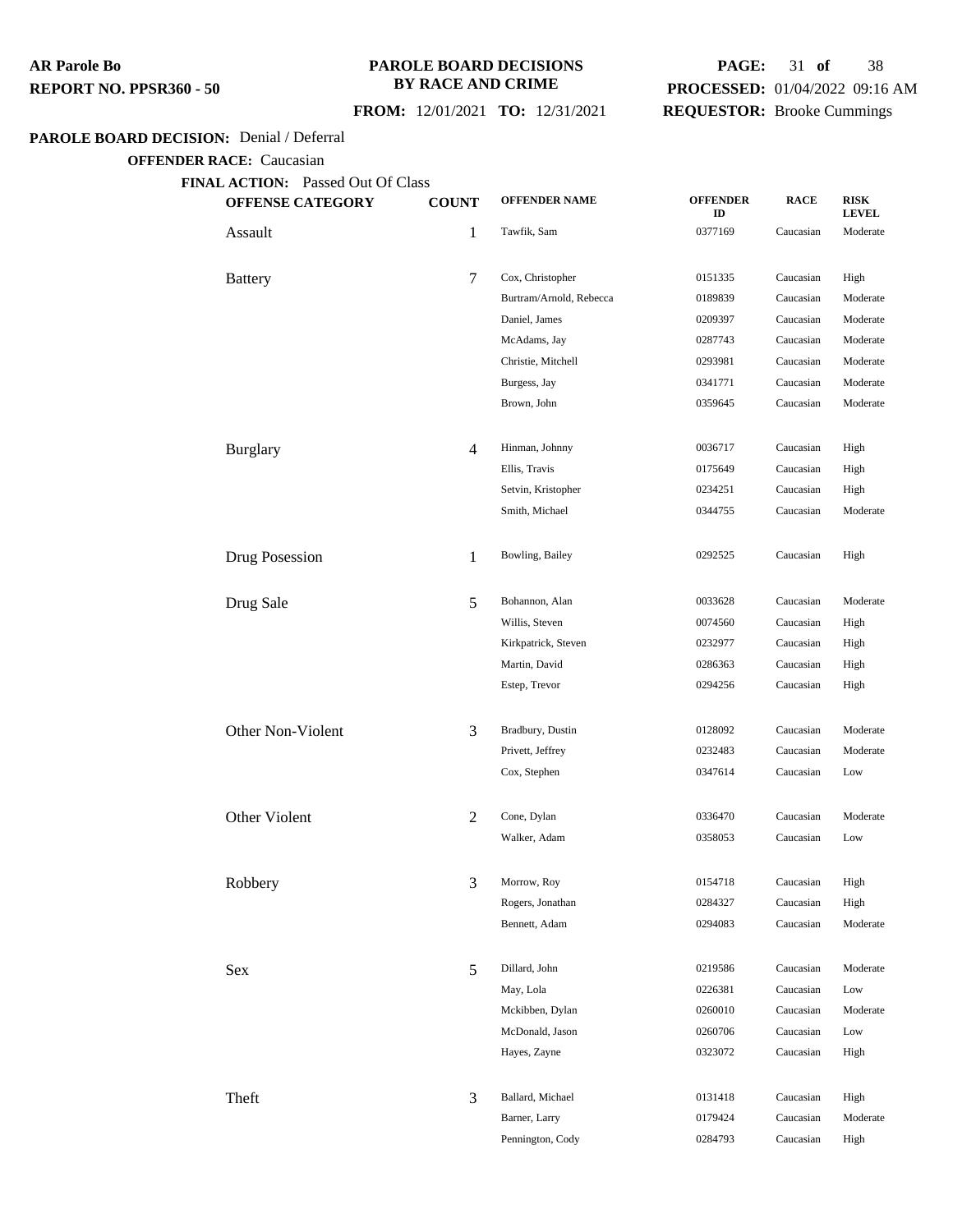**AR Parole Bo**
**REPORT NO. PPSR360 - 50**

**PAROLE BOARD DECISIONS BY RACE AND CRIME**

**FROM:** 12/01/2021 **TO:** 12/31/2021

**PROCESSED:** 01/04/2022 09:16 AM
**REQUESTOR:** Brooke Cummings

**PAROLE BOARD DECISION:** Denial / Deferral

**OFFENDER RACE:** Caucasian

**FINAL ACTION:** Passed Out Of Class

| OFFENSE CATEGORY | COUNT | OFFENDER NAME | OFFENDER ID | RACE | RISK LEVEL |
|---|---|---|---|---|---|
| Assault | 1 | Tawfik, Sam | 0377169 | Caucasian | Moderate |
| Battery | 7 | Cox, Christopher | 0151335 | Caucasian | High |
| | | Burtram/Arnold, Rebecca | 0189839 | Caucasian | Moderate |
| | | Daniel, James | 0209397 | Caucasian | Moderate |
| | | McAdams, Jay | 0287743 | Caucasian | Moderate |
| | | Christie, Mitchell | 0293981 | Caucasian | Moderate |
| | | Burgess, Jay | 0341771 | Caucasian | Moderate |
| | | Brown, John | 0359645 | Caucasian | Moderate |
| Burglary | 4 | Hinman, Johnny | 0036717 | Caucasian | High |
| | | Ellis, Travis | 0175649 | Caucasian | High |
| | | Setvin, Kristopher | 0234251 | Caucasian | High |
| | | Smith, Michael | 0344755 | Caucasian | Moderate |
| Drug Posession | 1 | Bowling, Bailey | 0292525 | Caucasian | High |
| Drug Sale | 5 | Bohannon, Alan | 0033628 | Caucasian | Moderate |
| | | Willis, Steven | 0074560 | Caucasian | High |
| | | Kirkpatrick, Steven | 0232977 | Caucasian | High |
| | | Martin, David | 0286363 | Caucasian | High |
| | | Estep, Trevor | 0294256 | Caucasian | High |
| Other Non-Violent | 3 | Bradbury, Dustin | 0128092 | Caucasian | Moderate |
| | | Privett, Jeffrey | 0232483 | Caucasian | Moderate |
| | | Cox, Stephen | 0347614 | Caucasian | Low |
| Other Violent | 2 | Cone, Dylan | 0336470 | Caucasian | Moderate |
| | | Walker, Adam | 0358053 | Caucasian | Low |
| Robbery | 3 | Morrow, Roy | 0154718 | Caucasian | High |
| | | Rogers, Jonathan | 0284327 | Caucasian | High |
| | | Bennett, Adam | 0294083 | Caucasian | Moderate |
| Sex | 5 | Dillard, John | 0219586 | Caucasian | Moderate |
| | | May, Lola | 0226381 | Caucasian | Low |
| | | Mckibben, Dylan | 0260010 | Caucasian | Moderate |
| | | McDonald, Jason | 0260706 | Caucasian | Low |
| | | Hayes, Zayne | 0323072 | Caucasian | High |
| Theft | 3 | Ballard, Michael | 0131418 | Caucasian | High |
| | | Barner, Larry | 0179424 | Caucasian | Moderate |
| | | Pennington, Cody | 0284793 | Caucasian | High |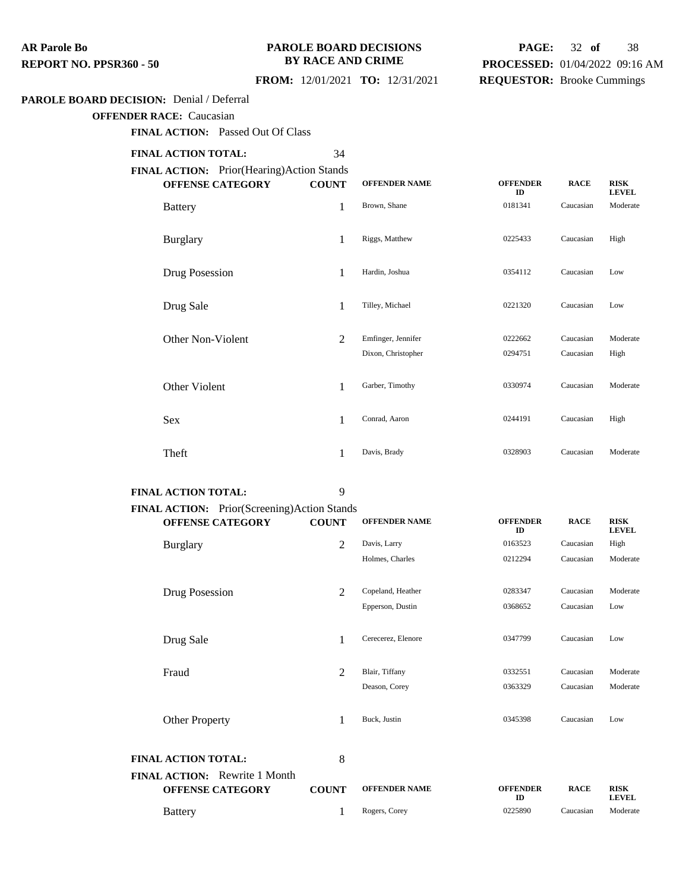**PAROLE BOARD DECISIONS BY RACE AND CRIME**

**FROM:** 12/01/2021 **TO:** 12/31/2021

**REPORT NO. PPSR360 - 50**

**PROCESSED:** 01/04/2022 09:16 AM

**REQUESTOR:** Brooke Cummings

**PAROLE BOARD DECISION:** Denial / Deferral

**OFFENDER RACE:** Caucasian

**FINAL ACTION:** Passed Out Of Class

**FINAL ACTION TOTAL:** 34

**FINAL ACTION:** Prior(Hearing)Action Stands

| OFFENSE CATEGORY | COUNT | OFFENDER NAME | OFFENDER ID | RACE | RISK LEVEL |
|---|---|---|---|---|---|
| Battery | 1 | Brown, Shane | 0181341 | Caucasian | Moderate |
| Burglary | 1 | Riggs, Matthew | 0225433 | Caucasian | High |
| Drug Posession | 1 | Hardin, Joshua | 0354112 | Caucasian | Low |
| Drug Sale | 1 | Tilley, Michael | 0221320 | Caucasian | Low |
| Other Non-Violent | 2 | Emfinger, Jennifer | 0222662 | Caucasian | Moderate |
| | | Dixon, Christopher | 0294751 | Caucasian | High |
| Other Violent | 1 | Garber, Timothy | 0330974 | Caucasian | Moderate |
| Sex | 1 | Conrad, Aaron | 0244191 | Caucasian | High |
| Theft | 1 | Davis, Brady | 0328903 | Caucasian | Moderate |

**FINAL ACTION TOTAL:** 9

**FINAL ACTION:** Prior(Screening)Action Stands

| OFFENSE CATEGORY | COUNT | OFFENDER NAME | OFFENDER ID | RACE | RISK LEVEL |
|---|---|---|---|---|---|
| Burglary | 2 | Davis, Larry | 0163523 | Caucasian | High |
| | | Holmes, Charles | 0212294 | Caucasian | Moderate |
| Drug Posession | 2 | Copeland, Heather | 0283347 | Caucasian | Moderate |
| | | Epperson, Dustin | 0368652 | Caucasian | Low |
| Drug Sale | 1 | Cerecerez, Elenore | 0347799 | Caucasian | Low |
| Fraud | 2 | Blair, Tiffany | 0332551 | Caucasian | Moderate |
| | | Deason, Corey | 0363329 | Caucasian | Moderate |
| Other Property | 1 | Buck, Justin | 0345398 | Caucasian | Low |

**FINAL ACTION TOTAL:** 8

**FINAL ACTION:** Rewrite 1 Month

| OFFENSE CATEGORY | COUNT | OFFENDER NAME | OFFENDER ID | RACE | RISK LEVEL |
|---|---|---|---|---|---|
| Battery | 1 | Rogers, Corey | 0225890 | Caucasian | Moderate |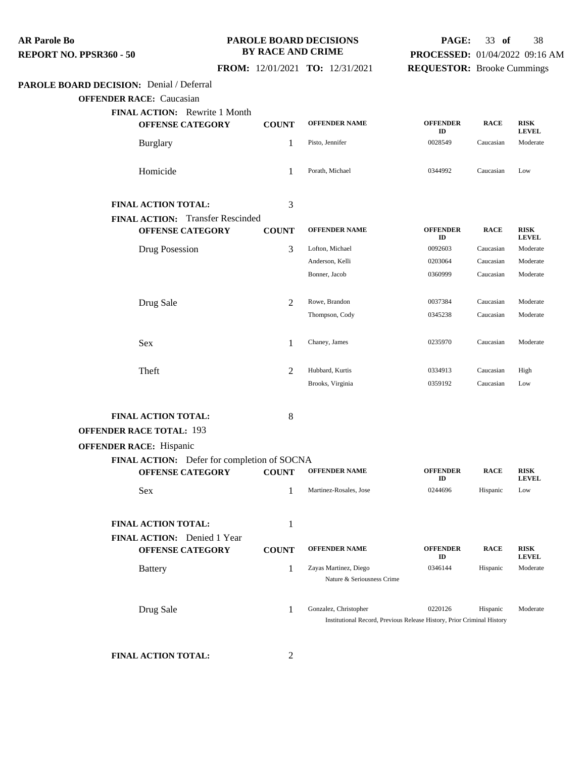**AR Parole Bo**
**REPORT NO. PPSR360 - 50**

**PAROLE BOARD DECISIONS BY RACE AND CRIME**

**FROM:** 12/01/2021 **TO:** 12/31/2021

**PROCESSED:** 01/04/2022 09:16 AM
**REQUESTOR:** Brooke Cummings

**PAROLE BOARD DECISION:** Denial / Deferral

**OFFENDER RACE:** Caucasian

**FINAL ACTION:** Rewrite 1 Month

| OFFENSE CATEGORY | COUNT | OFFENDER NAME | OFFENDER ID | RACE | RISK LEVEL |
|---|---|---|---|---|---|
| Burglary | 1 | Pisto, Jennifer | 0028549 | Caucasian | Moderate |
| Homicide | 1 | Porath, Michael | 0344992 | Caucasian | Low |

**FINAL ACTION TOTAL:** 3

**FINAL ACTION:** Transfer Rescinded

| OFFENSE CATEGORY | COUNT | OFFENDER NAME | OFFENDER ID | RACE | RISK LEVEL |
|---|---|---|---|---|---|
| Drug Posession | 3 | Lofton, Michael | 0092603 | Caucasian | Moderate |
| | | Anderson, Kelli | 0203064 | Caucasian | Moderate |
| | | Bonner, Jacob | 0360999 | Caucasian | Moderate |
| Drug Sale | 2 | Rowe, Brandon | 0037384 | Caucasian | Moderate |
| | | Thompson, Cody | 0345238 | Caucasian | Moderate |
| Sex | 1 | Chaney, James | 0235970 | Caucasian | Moderate |
| Theft | 2 | Hubbard, Kurtis | 0334913 | Caucasian | High |
| | | Brooks, Virginia | 0359192 | Caucasian | Low |

**FINAL ACTION TOTAL:** 8

**OFFENDER RACE TOTAL:** 193

**OFFENDER RACE:** Hispanic

**FINAL ACTION:** Defer for completion of SOCNA

| OFFENSE CATEGORY | COUNT | OFFENDER NAME | OFFENDER ID | RACE | RISK LEVEL |
|---|---|---|---|---|---|
| Sex | 1 | Martinez-Rosales, Jose | 0244696 | Hispanic | Low |

**FINAL ACTION TOTAL:** 1

**FINAL ACTION:** Denied 1 Year

| OFFENSE CATEGORY | COUNT | OFFENDER NAME | OFFENDER ID | RACE | RISK LEVEL |
|---|---|---|---|---|---|
| Battery | 1 | Zayas Martinez, Diego<br>Nature & Seriousness Crime | 0346144 | Hispanic | Moderate |
| Drug Sale | 1 | Gonzalez, Christopher<br>Institutional Record, Previous Release History, Prior Criminal History | 0220126 | Hispanic | Moderate |

**FINAL ACTION TOTAL:** 2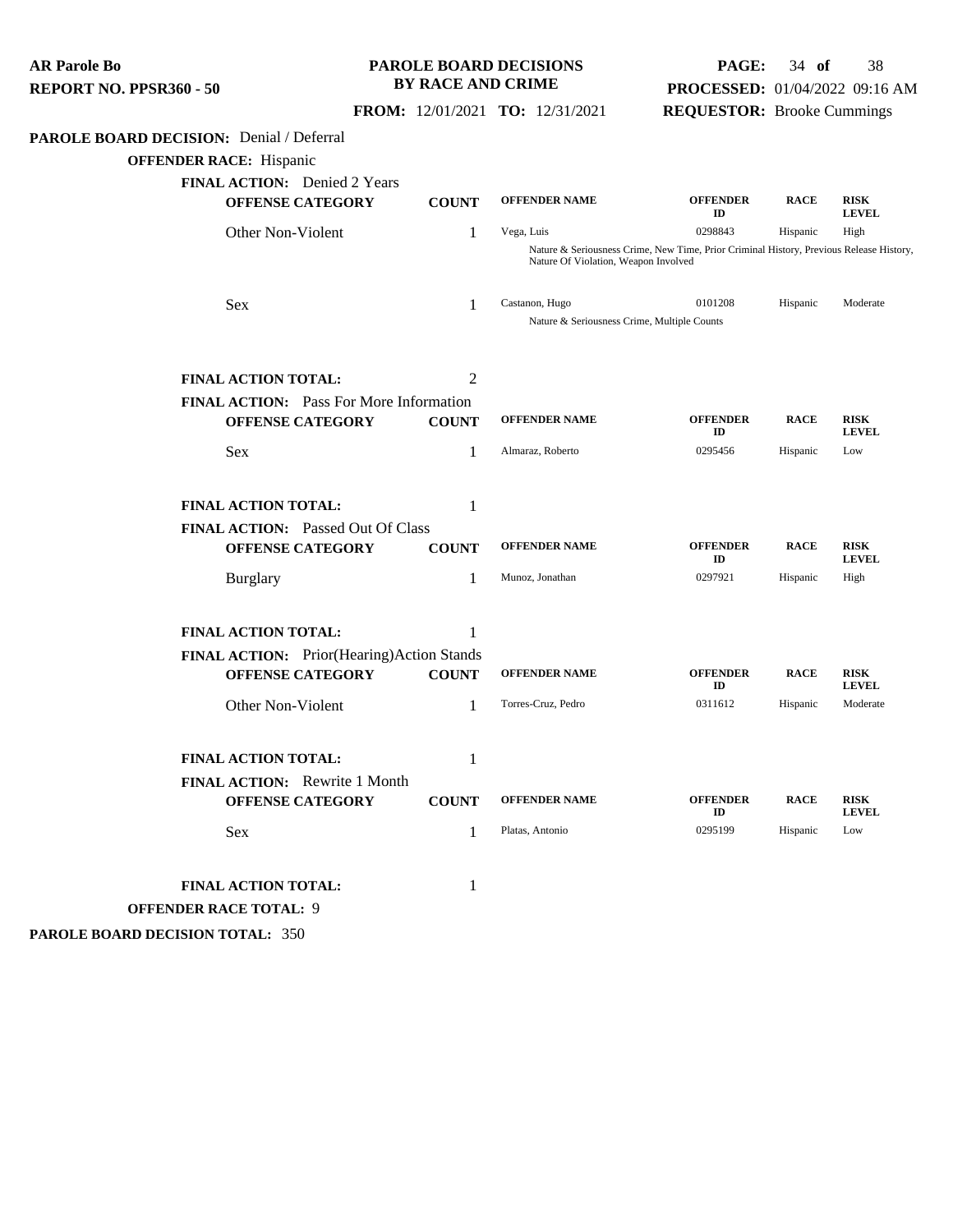**AR Parole Bo**
**REPORT NO. PPSR360 - 50**

**PAROLE BOARD DECISIONS BY RACE AND CRIME**

**FROM:** 12/01/2021 **TO:** 12/31/2021

**PROCESSED:** 01/04/2022 09:16 AM
**REQUESTOR:** Brooke Cummings

**PAROLE BOARD DECISION:** Denial / Deferral

**OFFENDER RACE:** Hispanic

**FINAL ACTION:** Denied 2 Years

| OFFENSE CATEGORY | COUNT | OFFENDER NAME | OFFENDER ID | RACE | RISK LEVEL |
|---|---|---|---|---|---|
| Other Non-Violent | 1 | Vega, Luis | 0298843 | Hispanic | High |
| | | Nature & Seriousness Crime, New Time, Prior Criminal History, Previous Release History, Nature Of Violation, Weapon Involved | | | |
| Sex | 1 | Castanon, Hugo | 0101208 | Hispanic | Moderate |
| | | Nature & Seriousness Crime, Multiple Counts | | | |

**FINAL ACTION TOTAL:** 2

**FINAL ACTION:** Pass For More Information

| OFFENSE CATEGORY | COUNT | OFFENDER NAME | OFFENDER ID | RACE | RISK LEVEL |
|---|---|---|---|---|---|
| Sex | 1 | Almaraz, Roberto | 0295456 | Hispanic | Low |

**FINAL ACTION TOTAL:** 1

**FINAL ACTION:** Passed Out Of Class

| OFFENSE CATEGORY | COUNT | OFFENDER NAME | OFFENDER ID | RACE | RISK LEVEL |
|---|---|---|---|---|---|
| Burglary | 1 | Munoz, Jonathan | 0297921 | Hispanic | High |

**FINAL ACTION TOTAL:** 1

**FINAL ACTION:** Prior(Hearing)Action Stands

| OFFENSE CATEGORY | COUNT | OFFENDER NAME | OFFENDER ID | RACE | RISK LEVEL |
|---|---|---|---|---|---|
| Other Non-Violent | 1 | Torres-Cruz, Pedro | 0311612 | Hispanic | Moderate |

**FINAL ACTION TOTAL:** 1

**FINAL ACTION:** Rewrite 1 Month

| OFFENSE CATEGORY | COUNT | OFFENDER NAME | OFFENDER ID | RACE | RISK LEVEL |
|---|---|---|---|---|---|
| Sex | 1 | Platas, Antonio | 0295199 | Hispanic | Low |

**FINAL ACTION TOTAL:** 1

**OFFENDER RACE TOTAL:** 9

**PAROLE BOARD DECISION TOTAL:** 350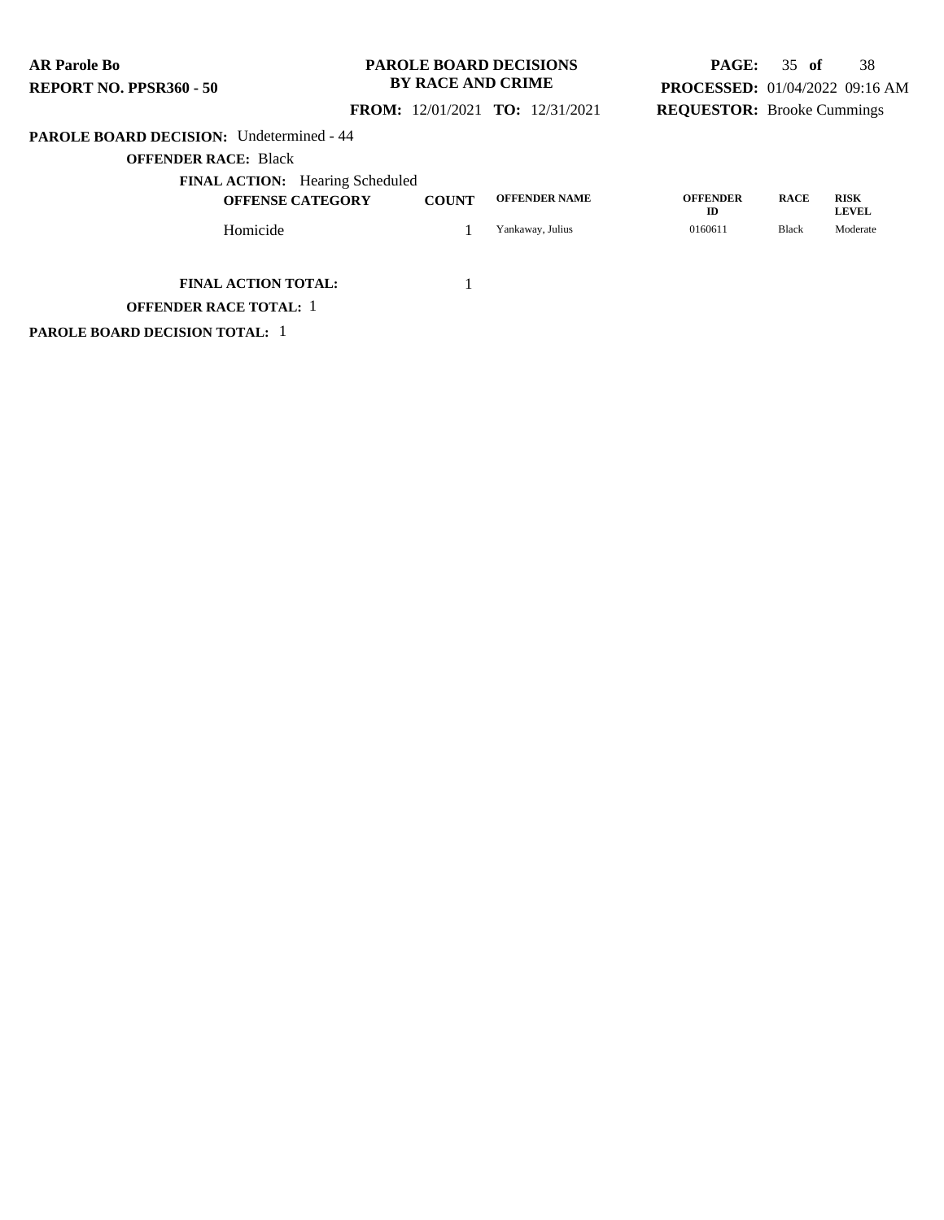**PAROLE BOARD DECISION:** Undetermined - 44

**OFFENDER RACE:** Black

**FINAL ACTION:** Hearing Scheduled

| OFFENSE CATEGORY | COUNT | OFFENDER NAME | OFFENDER ID | RACE | RISK LEVEL |
|---|---|---|---|---|---|
| Homicide | 1 | Yankaway, Julius | 0160611 | Black | Moderate |

**FINAL ACTION TOTAL:** 1

**OFFENDER RACE TOTAL:** 1

**PAROLE BOARD DECISION TOTAL:** 1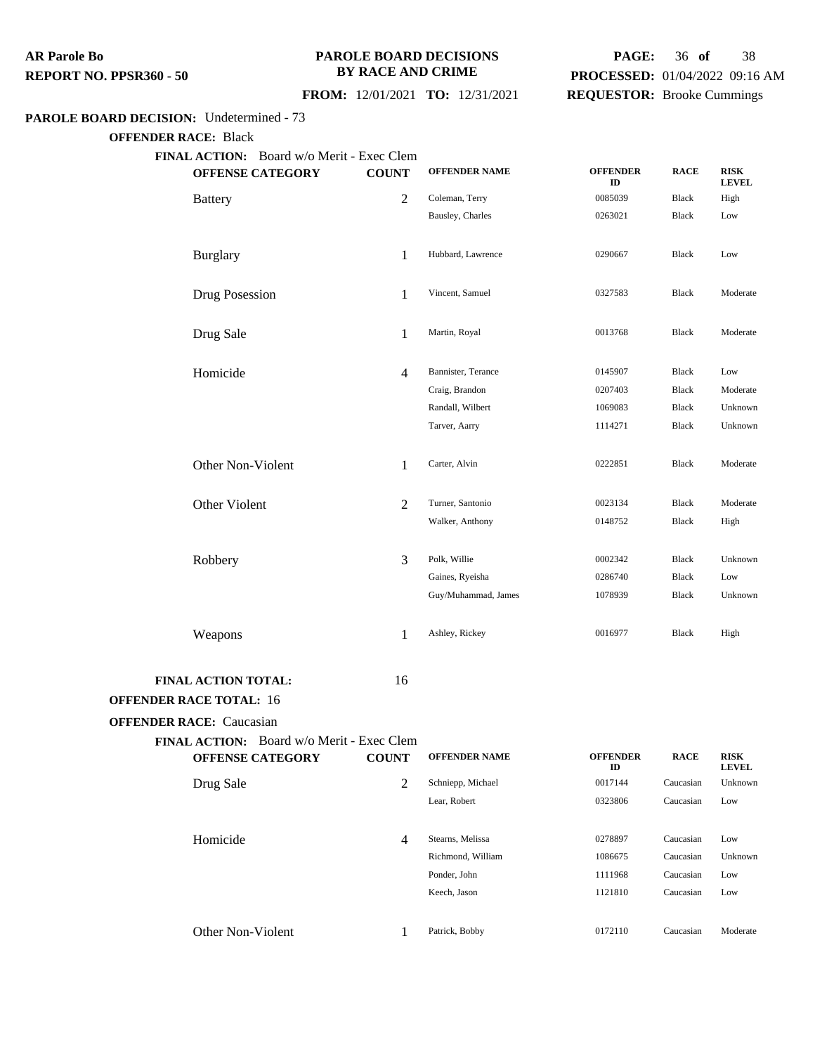**AR Parole Bo**
**REPORT NO. PPSR360 - 50**

**PAROLE BOARD DECISIONS BY RACE AND CRIME**

**FROM:** 12/01/2021 **TO:** 12/31/2021

**PROCESSED:** 01/04/2022 09:16 AM
**REQUESTOR:** Brooke Cummings

**PAROLE BOARD DECISION:** Undetermined - 73

**OFFENDER RACE:** Black

**FINAL ACTION:** Board w/o Merit - Exec Clem

| OFFENSE CATEGORY | COUNT | OFFENDER NAME | OFFENDER ID | RACE | RISK LEVEL |
|---|---|---|---|---|---|
| Battery | 2 | Coleman, Terry | 0085039 | Black | High |
| | | Bausley, Charles | 0263021 | Black | Low |
| Burglary | 1 | Hubbard, Lawrence | 0290667 | Black | Low |
| Drug Posession | 1 | Vincent, Samuel | 0327583 | Black | Moderate |
| Drug Sale | 1 | Martin, Royal | 0013768 | Black | Moderate |
| Homicide | 4 | Bannister, Terance | 0145907 | Black | Low |
| | | Craig, Brandon | 0207403 | Black | Moderate |
| | | Randall, Wilbert | 1069083 | Black | Unknown |
| | | Tarver, Aarry | 1114271 | Black | Unknown |
| Other Non-Violent | 1 | Carter, Alvin | 0222851 | Black | Moderate |
| Other Violent | 2 | Turner, Santonio | 0023134 | Black | Moderate |
| | | Walker, Anthony | 0148752 | Black | High |
| Robbery | 3 | Polk, Willie | 0002342 | Black | Unknown |
| | | Gaines, Ryeisha | 0286740 | Black | Low |
| | | Guy/Muhammad, James | 1078939 | Black | Unknown |
| Weapons | 1 | Ashley, Rickey | 0016977 | Black | High |

**FINAL ACTION TOTAL:** 16

**OFFENDER RACE TOTAL:** 16

**OFFENDER RACE:** Caucasian

**FINAL ACTION:** Board w/o Merit - Exec Clem

| OFFENSE CATEGORY | COUNT | OFFENDER NAME | OFFENDER ID | RACE | RISK LEVEL |
|---|---|---|---|---|---|
| Drug Sale | 2 | Schniepp, Michael | 0017144 | Caucasian | Unknown |
| | | Lear, Robert | 0323806 | Caucasian | Low |
| Homicide | 4 | Stearns, Melissa | 0278897 | Caucasian | Low |
| | | Richmond, William | 1086675 | Caucasian | Unknown |
| | | Ponder, John | 1111968 | Caucasian | Low |
| | | Keech, Jason | 1121810 | Caucasian | Low |
| Other Non-Violent | 1 | Patrick, Bobby | 0172110 | Caucasian | Moderate |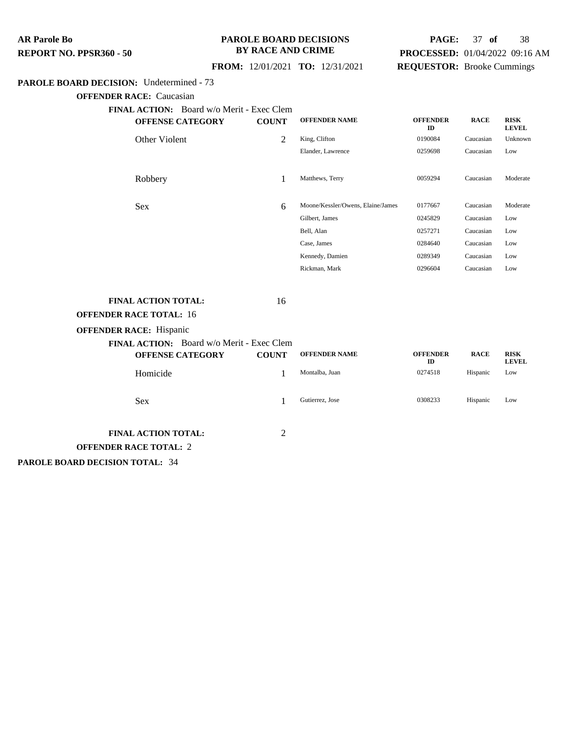**AR Parole Bo**
**REPORT NO. PPSR360 - 50**

**PAROLE BOARD DECISIONS BY RACE AND CRIME**

**FROM:** 12/01/2021 **TO:** 12/31/2021

**PROCESSED:** 01/04/2022 09:16 AM
**REQUESTOR:** Brooke Cummings

**PAROLE BOARD DECISION:** Undetermined - 73

**OFFENDER RACE:** Caucasian

**FINAL ACTION:** Board w/o Merit - Exec Clem

| OFFENSE CATEGORY | COUNT | OFFENDER NAME | OFFENDER ID | RACE | RISK LEVEL |
|---|---|---|---|---|---|
| Other Violent | 2 | King, Clifton | 0190084 | Caucasian | Unknown |
| | | Elander, Lawrence | 0259698 | Caucasian | Low |
| Robbery | 1 | Matthews, Terry | 0059294 | Caucasian | Moderate |
| Sex | 6 | Moone/Kessler/Owens, Elaine/James | 0177667 | Caucasian | Moderate |
| | | Gilbert, James | 0245829 | Caucasian | Low |
| | | Bell, Alan | 0257271 | Caucasian | Low |
| | | Case, James | 0284640 | Caucasian | Low |
| | | Kennedy, Damien | 0289349 | Caucasian | Low |
| | | Rickman, Mark | 0296604 | Caucasian | Low |

**FINAL ACTION TOTAL:** 16

**OFFENDER RACE TOTAL:** 16

**OFFENDER RACE:** Hispanic

**FINAL ACTION:** Board w/o Merit - Exec Clem

| OFFENSE CATEGORY | COUNT | OFFENDER NAME | OFFENDER ID | RACE | RISK LEVEL |
|---|---|---|---|---|---|
| Homicide | 1 | Montalba, Juan | 0274518 | Hispanic | Low |
| Sex | 1 | Gutierrez, Jose | 0308233 | Hispanic | Low |

**FINAL ACTION TOTAL:** 2

**OFFENDER RACE TOTAL:** 2

**PAROLE BOARD DECISION TOTAL:** 34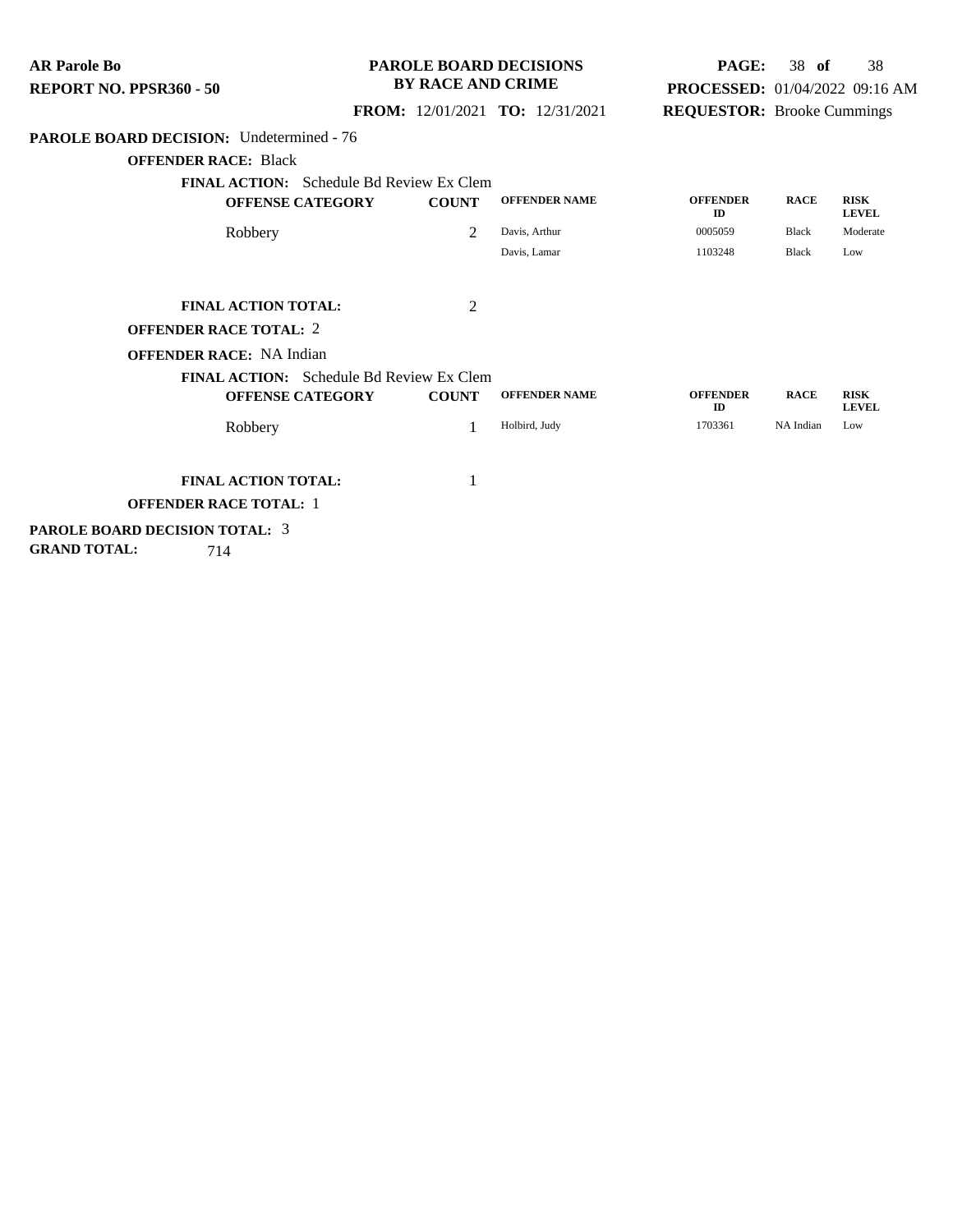**PAROLE BOARD DECISION:** Undetermined - 76

**OFFENDER RACE:** Black

**FINAL ACTION:** Schedule Bd Review Ex Clem

| OFFENSE CATEGORY | COUNT | OFFENDER NAME | OFFENDER ID | RACE | RISK LEVEL |
|---|---|---|---|---|---|
| Robbery | 2 | Davis, Arthur | 0005059 | Black | Moderate |
| | | Davis, Lamar | 1103248 | Black | Low |

**FINAL ACTION TOTAL:** 2

**OFFENDER RACE TOTAL:** 2

**OFFENDER RACE:** NA Indian

**FINAL ACTION:** Schedule Bd Review Ex Clem

| OFFENSE CATEGORY | COUNT | OFFENDER NAME | OFFENDER ID | RACE | RISK LEVEL |
|---|---|---|---|---|---|
| Robbery | 1 | Holbird, Judy | 1703361 | NA Indian | Low |

**FINAL ACTION TOTAL:** 1

**OFFENDER RACE TOTAL:** 1

**PAROLE BOARD DECISION TOTAL:** 3

**GRAND TOTAL:** 714